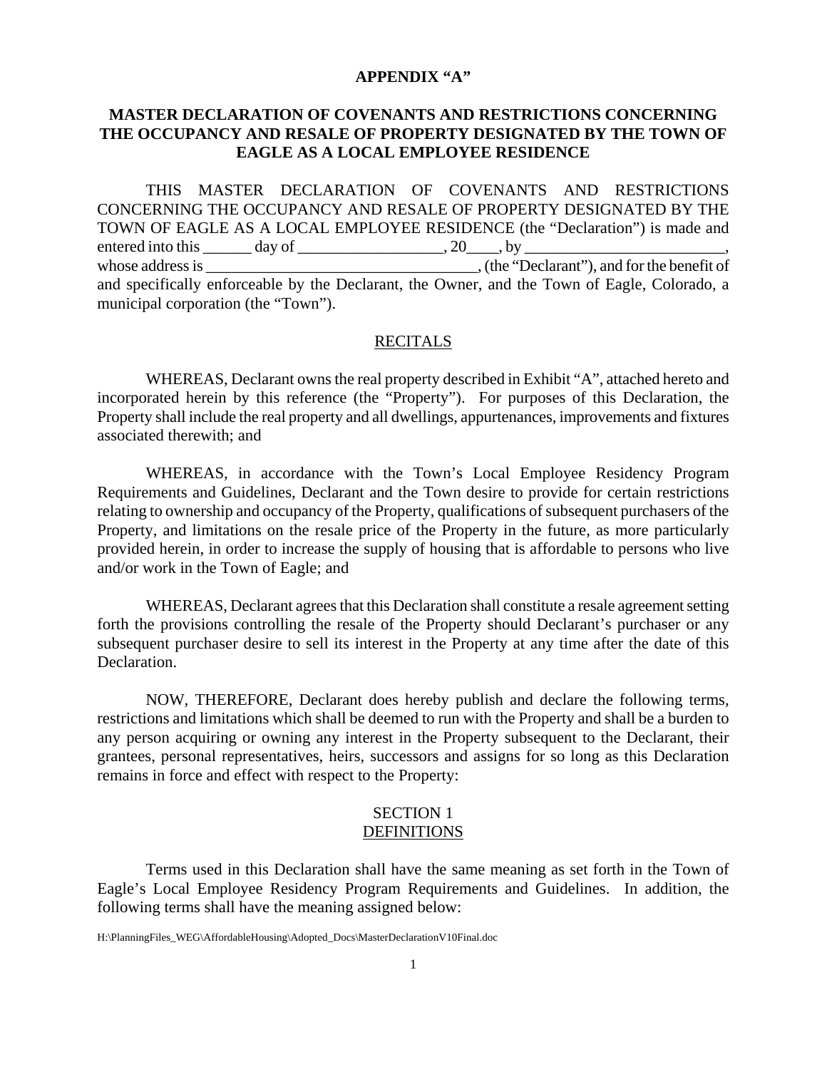**APPENDIX "A"**

# MASTER DECLARATION OF COVENANTS AND RESTRICTIONS CONCERNING THE OCCUPANCY AND RESALE OF PROPERTY DESIGNATED BY THE TOWN OF EAGLE AS A LOCAL EMPLOYEE RESIDENCE

THIS MASTER DECLARATION OF COVENANTS AND RESTRICTIONS CONCERNING THE OCCUPANCY AND RESALE OF PROPERTY DESIGNATED BY THE TOWN OF EAGLE AS A LOCAL EMPLOYEE RESIDENCE (the "Declaration") is made and entered into this ______ day of __________________, 20____, by _________________________, whose address is _________________________________, (the "Declarant"), and for the benefit of and specifically enforceable by the Declarant, the Owner, and the Town of Eagle, Colorado, a municipal corporation (the "Town").

## RECITALS

WHEREAS, Declarant owns the real property described in Exhibit "A", attached hereto and incorporated herein by this reference (the "Property"). For purposes of this Declaration, the Property shall include the real property and all dwellings, appurtenances, improvements and fixtures associated therewith; and

WHEREAS, in accordance with the Town's Local Employee Residency Program Requirements and Guidelines, Declarant and the Town desire to provide for certain restrictions relating to ownership and occupancy of the Property, qualifications of subsequent purchasers of the Property, and limitations on the resale price of the Property in the future, as more particularly provided herein, in order to increase the supply of housing that is affordable to persons who live and/or work in the Town of Eagle; and

WHEREAS, Declarant agrees that this Declaration shall constitute a resale agreement setting forth the provisions controlling the resale of the Property should Declarant's purchaser or any subsequent purchaser desire to sell its interest in the Property at any time after the date of this Declaration.

NOW, THEREFORE, Declarant does hereby publish and declare the following terms, restrictions and limitations which shall be deemed to run with the Property and shall be a burden to any person acquiring or owning any interest in the Property subsequent to the Declarant, their grantees, personal representatives, heirs, successors and assigns for so long as this Declaration remains in force and effect with respect to the Property:

## SECTION 1
## DEFINITIONS

Terms used in this Declaration shall have the same meaning as set forth in the Town of Eagle's Local Employee Residency Program Requirements and Guidelines. In addition, the following terms shall have the meaning assigned below:

H:\PlanningFiles_WEG\AffordableHousing\Adopted_Docs\MasterDeclarationV10Final.doc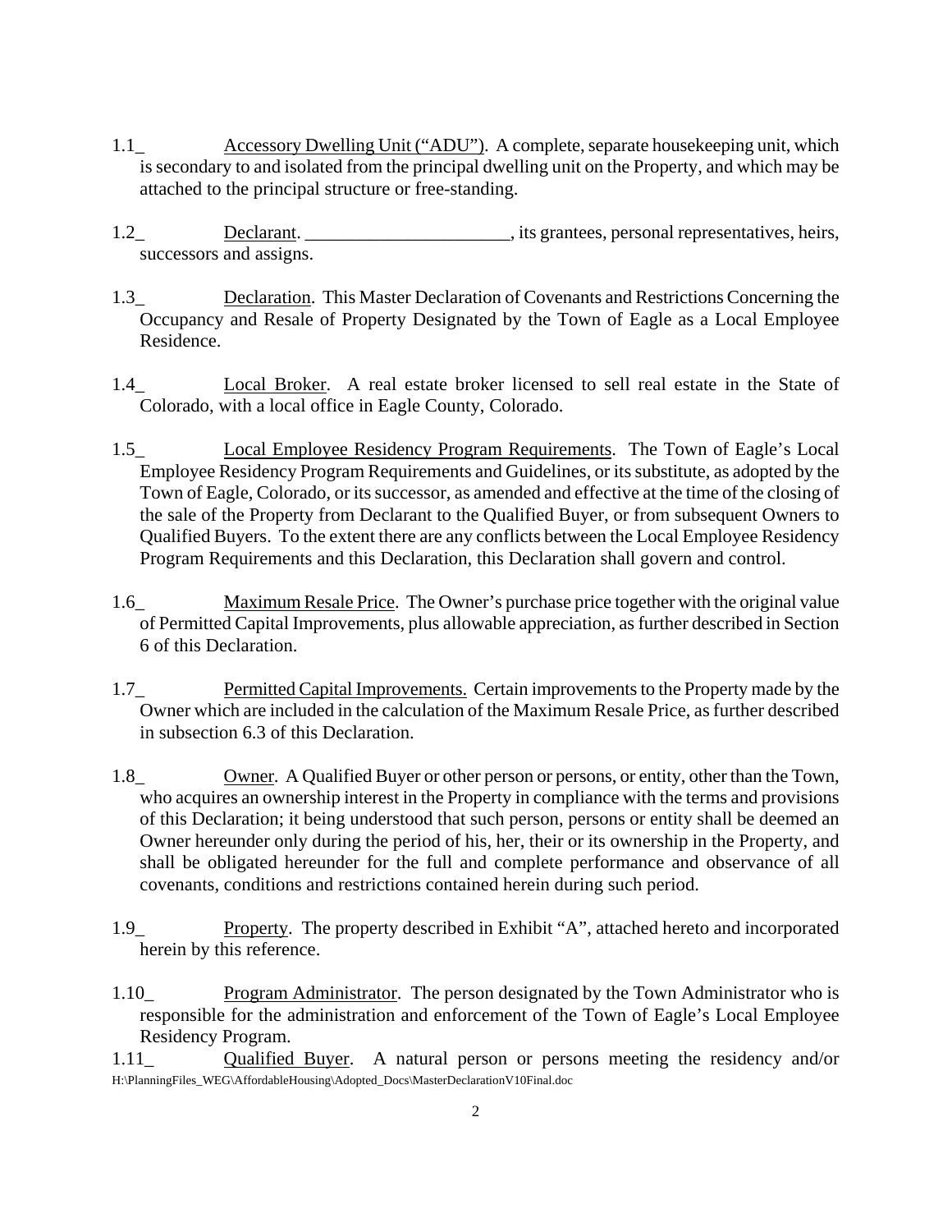1.1_ Accessory Dwelling Unit ("ADU"). A complete, separate housekeeping unit, which is secondary to and isolated from the principal dwelling unit on the Property, and which may be attached to the principal structure or free-standing.

1.2_ Declarant. ______________________, its grantees, personal representatives, heirs, successors and assigns.

1.3_ Declaration. This Master Declaration of Covenants and Restrictions Concerning the Occupancy and Resale of Property Designated by the Town of Eagle as a Local Employee Residence.

1.4_ Local Broker. A real estate broker licensed to sell real estate in the State of Colorado, with a local office in Eagle County, Colorado.

1.5_ Local Employee Residency Program Requirements. The Town of Eagle's Local Employee Residency Program Requirements and Guidelines, or its substitute, as adopted by the Town of Eagle, Colorado, or its successor, as amended and effective at the time of the closing of the sale of the Property from Declarant to the Qualified Buyer, or from subsequent Owners to Qualified Buyers. To the extent there are any conflicts between the Local Employee Residency Program Requirements and this Declaration, this Declaration shall govern and control.

1.6_ Maximum Resale Price. The Owner's purchase price together with the original value of Permitted Capital Improvements, plus allowable appreciation, as further described in Section 6 of this Declaration.

1.7_ Permitted Capital Improvements. Certain improvements to the Property made by the Owner which are included in the calculation of the Maximum Resale Price, as further described in subsection 6.3 of this Declaration.

1.8_ Owner. A Qualified Buyer or other person or persons, or entity, other than the Town, who acquires an ownership interest in the Property in compliance with the terms and provisions of this Declaration; it being understood that such person, persons or entity shall be deemed an Owner hereunder only during the period of his, her, their or its ownership in the Property, and shall be obligated hereunder for the full and complete performance and observance of all covenants, conditions and restrictions contained herein during such period.

1.9_ Property. The property described in Exhibit "A", attached hereto and incorporated herein by this reference.

1.10_ Program Administrator. The person designated by the Town Administrator who is responsible for the administration and enforcement of the Town of Eagle's Local Employee Residency Program.

1.11_ Qualified Buyer. A natural person or persons meeting the residency and/or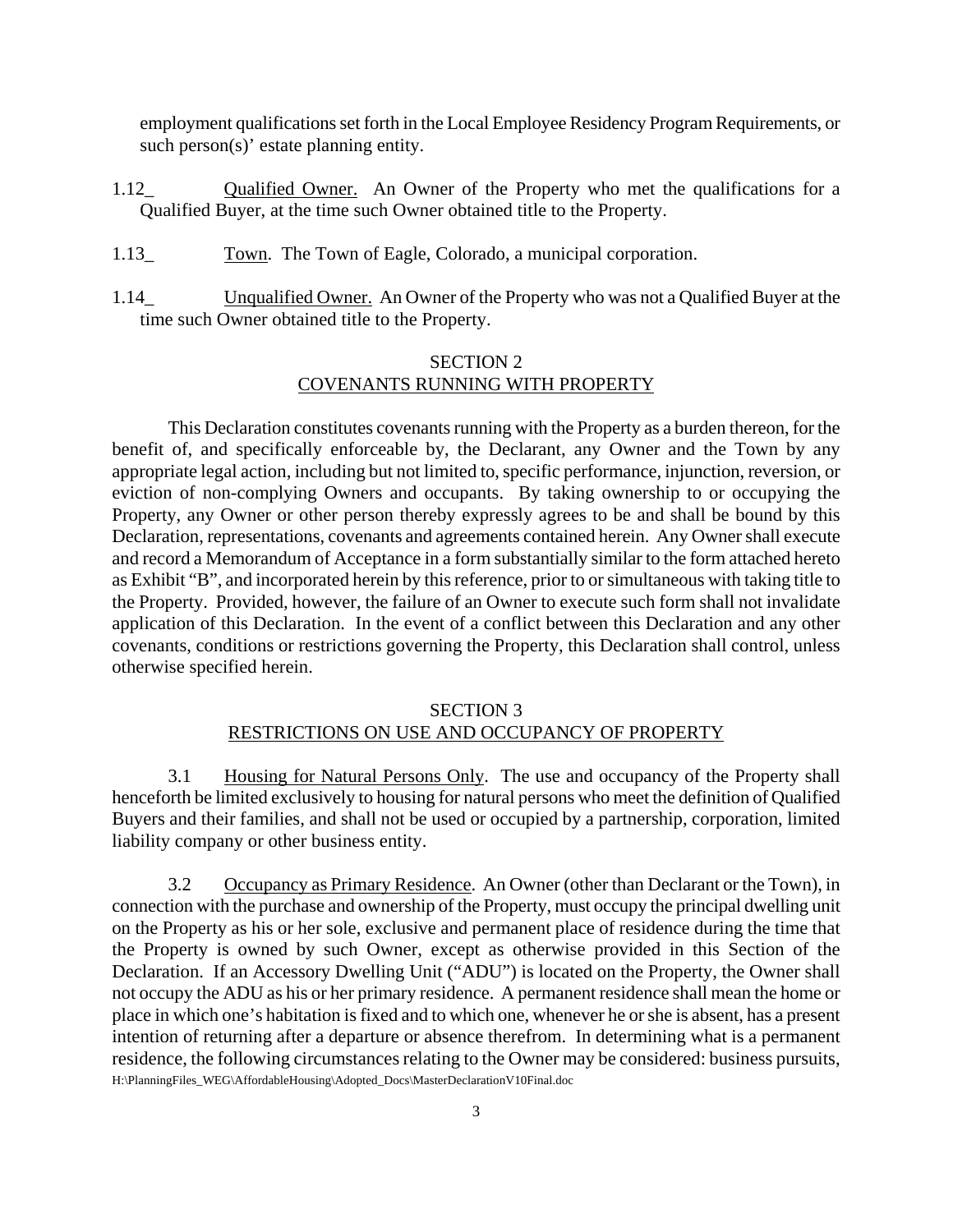employment qualifications set forth in the Local Employee Residency Program Requirements, or such person(s)' estate planning entity.

1.12_ Qualified Owner. An Owner of the Property who met the qualifications for a Qualified Buyer, at the time such Owner obtained title to the Property.

1.13_ Town. The Town of Eagle, Colorado, a municipal corporation.

1.14_ Unqualified Owner. An Owner of the Property who was not a Qualified Buyer at the time such Owner obtained title to the Property.

## SECTION 2
## COVENANTS RUNNING WITH PROPERTY

This Declaration constitutes covenants running with the Property as a burden thereon, for the benefit of, and specifically enforceable by, the Declarant, any Owner and the Town by any appropriate legal action, including but not limited to, specific performance, injunction, reversion, or eviction of non-complying Owners and occupants. By taking ownership to or occupying the Property, any Owner or other person thereby expressly agrees to be and shall be bound by this Declaration, representations, covenants and agreements contained herein. Any Owner shall execute and record a Memorandum of Acceptance in a form substantially similar to the form attached hereto as Exhibit "B", and incorporated herein by this reference, prior to or simultaneous with taking title to the Property. Provided, however, the failure of an Owner to execute such form shall not invalidate application of this Declaration. In the event of a conflict between this Declaration and any other covenants, conditions or restrictions governing the Property, this Declaration shall control, unless otherwise specified herein.

## SECTION 3
## RESTRICTIONS ON USE AND OCCUPANCY OF PROPERTY

3.1 Housing for Natural Persons Only. The use and occupancy of the Property shall henceforth be limited exclusively to housing for natural persons who meet the definition of Qualified Buyers and their families, and shall not be used or occupied by a partnership, corporation, limited liability company or other business entity.

3.2 Occupancy as Primary Residence. An Owner (other than Declarant or the Town), in connection with the purchase and ownership of the Property, must occupy the principal dwelling unit on the Property as his or her sole, exclusive and permanent place of residence during the time that the Property is owned by such Owner, except as otherwise provided in this Section of the Declaration. If an Accessory Dwelling Unit ("ADU") is located on the Property, the Owner shall not occupy the ADU as his or her primary residence. A permanent residence shall mean the home or place in which one's habitation is fixed and to which one, whenever he or she is absent, has a present intention of returning after a departure or absence therefrom. In determining what is a permanent residence, the following circumstances relating to the Owner may be considered: business pursuits,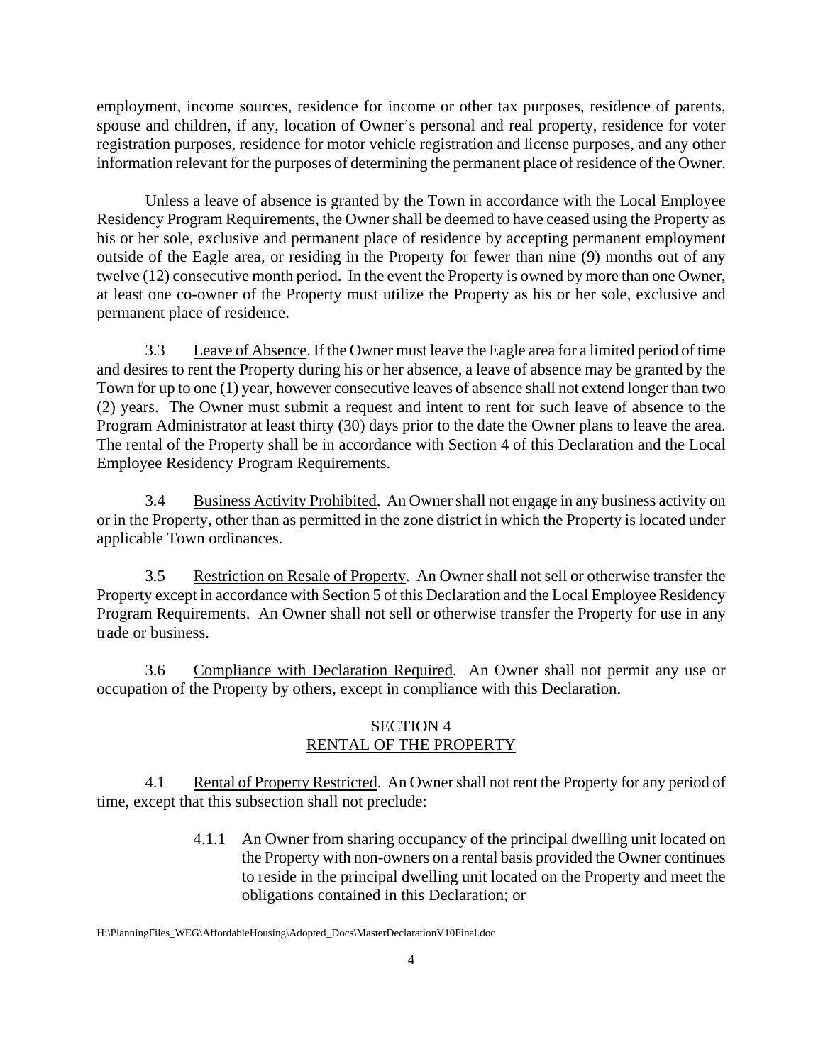employment, income sources, residence for income or other tax purposes, residence of parents, spouse and children, if any, location of Owner's personal and real property, residence for voter registration purposes, residence for motor vehicle registration and license purposes, and any other information relevant for the purposes of determining the permanent place of residence of the Owner.

Unless a leave of absence is granted by the Town in accordance with the Local Employee Residency Program Requirements, the Owner shall be deemed to have ceased using the Property as his or her sole, exclusive and permanent place of residence by accepting permanent employment outside of the Eagle area, or residing in the Property for fewer than nine (9) months out of any twelve (12) consecutive month period. In the event the Property is owned by more than one Owner, at least one co-owner of the Property must utilize the Property as his or her sole, exclusive and permanent place of residence.

3.3 Leave of Absence. If the Owner must leave the Eagle area for a limited period of time and desires to rent the Property during his or her absence, a leave of absence may be granted by the Town for up to one (1) year, however consecutive leaves of absence shall not extend longer than two (2) years. The Owner must submit a request and intent to rent for such leave of absence to the Program Administrator at least thirty (30) days prior to the date the Owner plans to leave the area. The rental of the Property shall be in accordance with Section 4 of this Declaration and the Local Employee Residency Program Requirements.

3.4 Business Activity Prohibited. An Owner shall not engage in any business activity on or in the Property, other than as permitted in the zone district in which the Property is located under applicable Town ordinances.

3.5 Restriction on Resale of Property. An Owner shall not sell or otherwise transfer the Property except in accordance with Section 5 of this Declaration and the Local Employee Residency Program Requirements. An Owner shall not sell or otherwise transfer the Property for use in any trade or business.

3.6 Compliance with Declaration Required. An Owner shall not permit any use or occupation of the Property by others, except in compliance with this Declaration.

## SECTION 4
## RENTAL OF THE PROPERTY

4.1 Rental of Property Restricted. An Owner shall not rent the Property for any period of time, except that this subsection shall not preclude:

> 4.1.1 An Owner from sharing occupancy of the principal dwelling unit located on the Property with non-owners on a rental basis provided the Owner continues to reside in the principal dwelling unit located on the Property and meet the obligations contained in this Declaration; or

H:\PlanningFiles_WEG\AffordableHousing\Adopted_Docs\MasterDeclarationV10Final.doc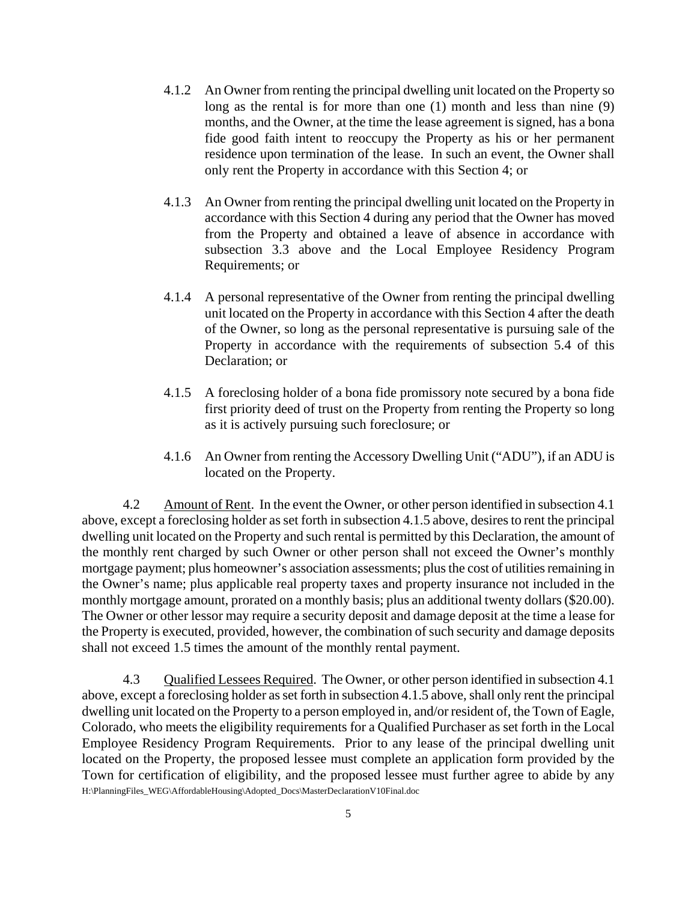4.1.2 An Owner from renting the principal dwelling unit located on the Property so long as the rental is for more than one (1) month and less than nine (9) months, and the Owner, at the time the lease agreement is signed, has a bona fide good faith intent to reoccupy the Property as his or her permanent residence upon termination of the lease. In such an event, the Owner shall only rent the Property in accordance with this Section 4; or

4.1.3 An Owner from renting the principal dwelling unit located on the Property in accordance with this Section 4 during any period that the Owner has moved from the Property and obtained a leave of absence in accordance with subsection 3.3 above and the Local Employee Residency Program Requirements; or

4.1.4 A personal representative of the Owner from renting the principal dwelling unit located on the Property in accordance with this Section 4 after the death of the Owner, so long as the personal representative is pursuing sale of the Property in accordance with the requirements of subsection 5.4 of this Declaration; or

4.1.5 A foreclosing holder of a bona fide promissory note secured by a bona fide first priority deed of trust on the Property from renting the Property so long as it is actively pursuing such foreclosure; or

4.1.6 An Owner from renting the Accessory Dwelling Unit ("ADU"), if an ADU is located on the Property.

4.2 Amount of Rent. In the event the Owner, or other person identified in subsection 4.1 above, except a foreclosing holder as set forth in subsection 4.1.5 above, desires to rent the principal dwelling unit located on the Property and such rental is permitted by this Declaration, the amount of the monthly rent charged by such Owner or other person shall not exceed the Owner's monthly mortgage payment; plus homeowner's association assessments; plus the cost of utilities remaining in the Owner's name; plus applicable real property taxes and property insurance not included in the monthly mortgage amount, prorated on a monthly basis; plus an additional twenty dollars ($20.00). The Owner or other lessor may require a security deposit and damage deposit at the time a lease for the Property is executed, provided, however, the combination of such security and damage deposits shall not exceed 1.5 times the amount of the monthly rental payment.

4.3 Qualified Lessees Required. The Owner, or other person identified in subsection 4.1 above, except a foreclosing holder as set forth in subsection 4.1.5 above, shall only rent the principal dwelling unit located on the Property to a person employed in, and/or resident of, the Town of Eagle, Colorado, who meets the eligibility requirements for a Qualified Purchaser as set forth in the Local Employee Residency Program Requirements. Prior to any lease of the principal dwelling unit located on the Property, the proposed lessee must complete an application form provided by the Town for certification of eligibility, and the proposed lessee must further agree to abide by any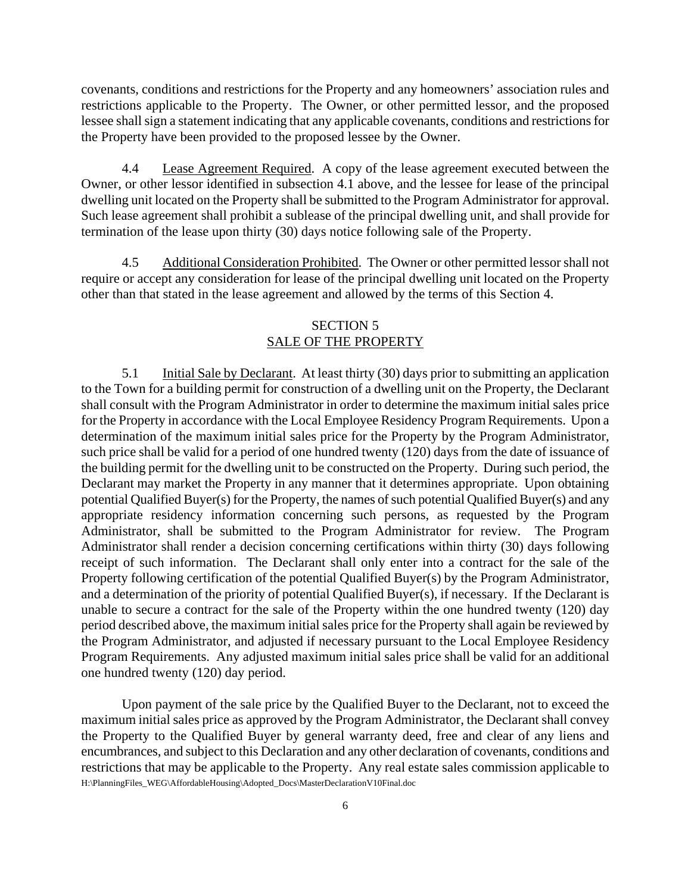covenants, conditions and restrictions for the Property and any homeowners' association rules and restrictions applicable to the Property. The Owner, or other permitted lessor, and the proposed lessee shall sign a statement indicating that any applicable covenants, conditions and restrictions for the Property have been provided to the proposed lessee by the Owner.

4.4 Lease Agreement Required. A copy of the lease agreement executed between the Owner, or other lessor identified in subsection 4.1 above, and the lessee for lease of the principal dwelling unit located on the Property shall be submitted to the Program Administrator for approval. Such lease agreement shall prohibit a sublease of the principal dwelling unit, and shall provide for termination of the lease upon thirty (30) days notice following sale of the Property.

4.5 Additional Consideration Prohibited. The Owner or other permitted lessor shall not require or accept any consideration for lease of the principal dwelling unit located on the Property other than that stated in the lease agreement and allowed by the terms of this Section 4.

## SECTION 5
## SALE OF THE PROPERTY

5.1 Initial Sale by Declarant. At least thirty (30) days prior to submitting an application to the Town for a building permit for construction of a dwelling unit on the Property, the Declarant shall consult with the Program Administrator in order to determine the maximum initial sales price for the Property in accordance with the Local Employee Residency Program Requirements. Upon a determination of the maximum initial sales price for the Property by the Program Administrator, such price shall be valid for a period of one hundred twenty (120) days from the date of issuance of the building permit for the dwelling unit to be constructed on the Property. During such period, the Declarant may market the Property in any manner that it determines appropriate. Upon obtaining potential Qualified Buyer(s) for the Property, the names of such potential Qualified Buyer(s) and any appropriate residency information concerning such persons, as requested by the Program Administrator, shall be submitted to the Program Administrator for review. The Program Administrator shall render a decision concerning certifications within thirty (30) days following receipt of such information. The Declarant shall only enter into a contract for the sale of the Property following certification of the potential Qualified Buyer(s) by the Program Administrator, and a determination of the priority of potential Qualified Buyer(s), if necessary. If the Declarant is unable to secure a contract for the sale of the Property within the one hundred twenty (120) day period described above, the maximum initial sales price for the Property shall again be reviewed by the Program Administrator, and adjusted if necessary pursuant to the Local Employee Residency Program Requirements. Any adjusted maximum initial sales price shall be valid for an additional one hundred twenty (120) day period.

Upon payment of the sale price by the Qualified Buyer to the Declarant, not to exceed the maximum initial sales price as approved by the Program Administrator, the Declarant shall convey the Property to the Qualified Buyer by general warranty deed, free and clear of any liens and encumbrances, and subject to this Declaration and any other declaration of covenants, conditions and restrictions that may be applicable to the Property. Any real estate sales commission applicable to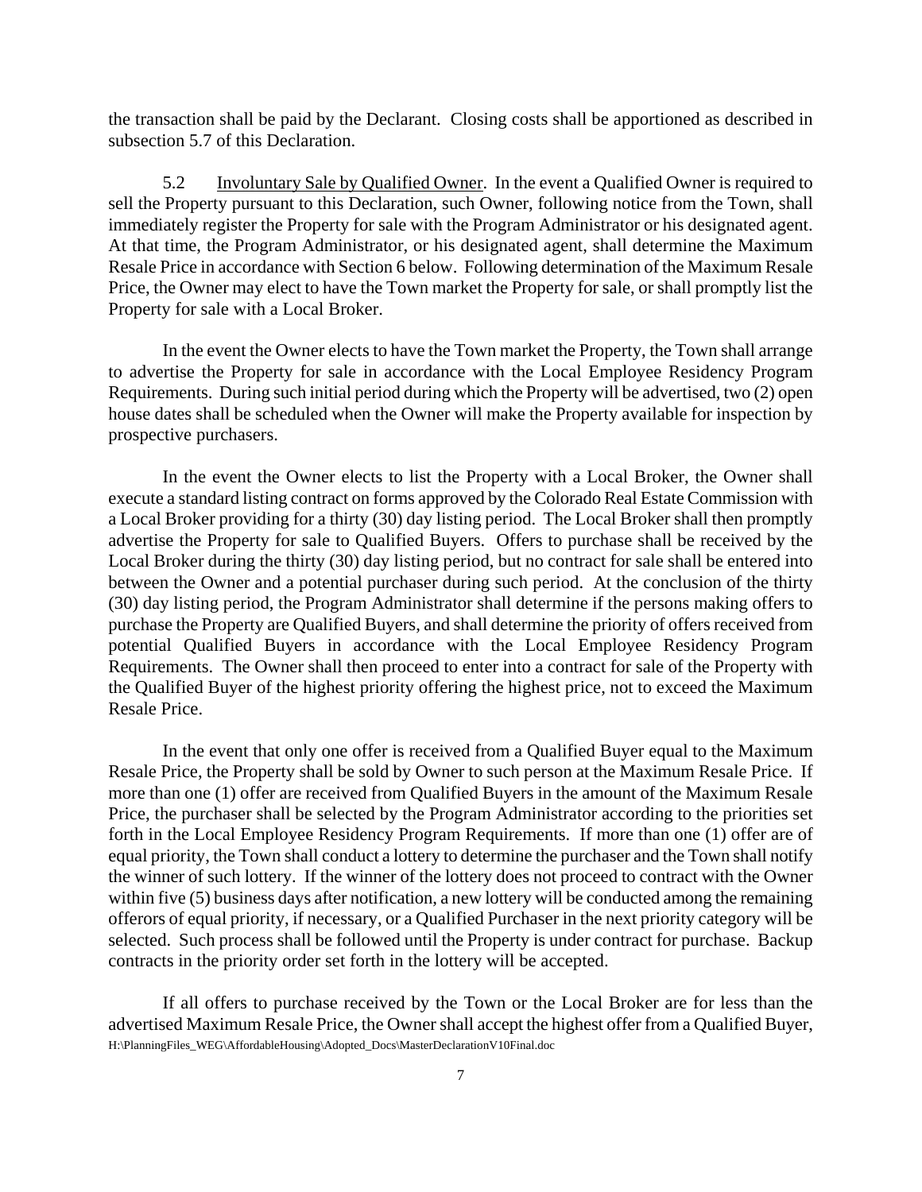the transaction shall be paid by the Declarant. Closing costs shall be apportioned as described in subsection 5.7 of this Declaration.

5.2 Involuntary Sale by Qualified Owner. In the event a Qualified Owner is required to sell the Property pursuant to this Declaration, such Owner, following notice from the Town, shall immediately register the Property for sale with the Program Administrator or his designated agent. At that time, the Program Administrator, or his designated agent, shall determine the Maximum Resale Price in accordance with Section 6 below. Following determination of the Maximum Resale Price, the Owner may elect to have the Town market the Property for sale, or shall promptly list the Property for sale with a Local Broker.

In the event the Owner elects to have the Town market the Property, the Town shall arrange to advertise the Property for sale in accordance with the Local Employee Residency Program Requirements. During such initial period during which the Property will be advertised, two (2) open house dates shall be scheduled when the Owner will make the Property available for inspection by prospective purchasers.

In the event the Owner elects to list the Property with a Local Broker, the Owner shall execute a standard listing contract on forms approved by the Colorado Real Estate Commission with a Local Broker providing for a thirty (30) day listing period. The Local Broker shall then promptly advertise the Property for sale to Qualified Buyers. Offers to purchase shall be received by the Local Broker during the thirty (30) day listing period, but no contract for sale shall be entered into between the Owner and a potential purchaser during such period. At the conclusion of the thirty (30) day listing period, the Program Administrator shall determine if the persons making offers to purchase the Property are Qualified Buyers, and shall determine the priority of offers received from potential Qualified Buyers in accordance with the Local Employee Residency Program Requirements. The Owner shall then proceed to enter into a contract for sale of the Property with the Qualified Buyer of the highest priority offering the highest price, not to exceed the Maximum Resale Price.

In the event that only one offer is received from a Qualified Buyer equal to the Maximum Resale Price, the Property shall be sold by Owner to such person at the Maximum Resale Price. If more than one (1) offer are received from Qualified Buyers in the amount of the Maximum Resale Price, the purchaser shall be selected by the Program Administrator according to the priorities set forth in the Local Employee Residency Program Requirements. If more than one (1) offer are of equal priority, the Town shall conduct a lottery to determine the purchaser and the Town shall notify the winner of such lottery. If the winner of the lottery does not proceed to contract with the Owner within five (5) business days after notification, a new lottery will be conducted among the remaining offerors of equal priority, if necessary, or a Qualified Purchaser in the next priority category will be selected. Such process shall be followed until the Property is under contract for purchase. Backup contracts in the priority order set forth in the lottery will be accepted.

If all offers to purchase received by the Town or the Local Broker are for less than the advertised Maximum Resale Price, the Owner shall accept the highest offer from a Qualified Buyer,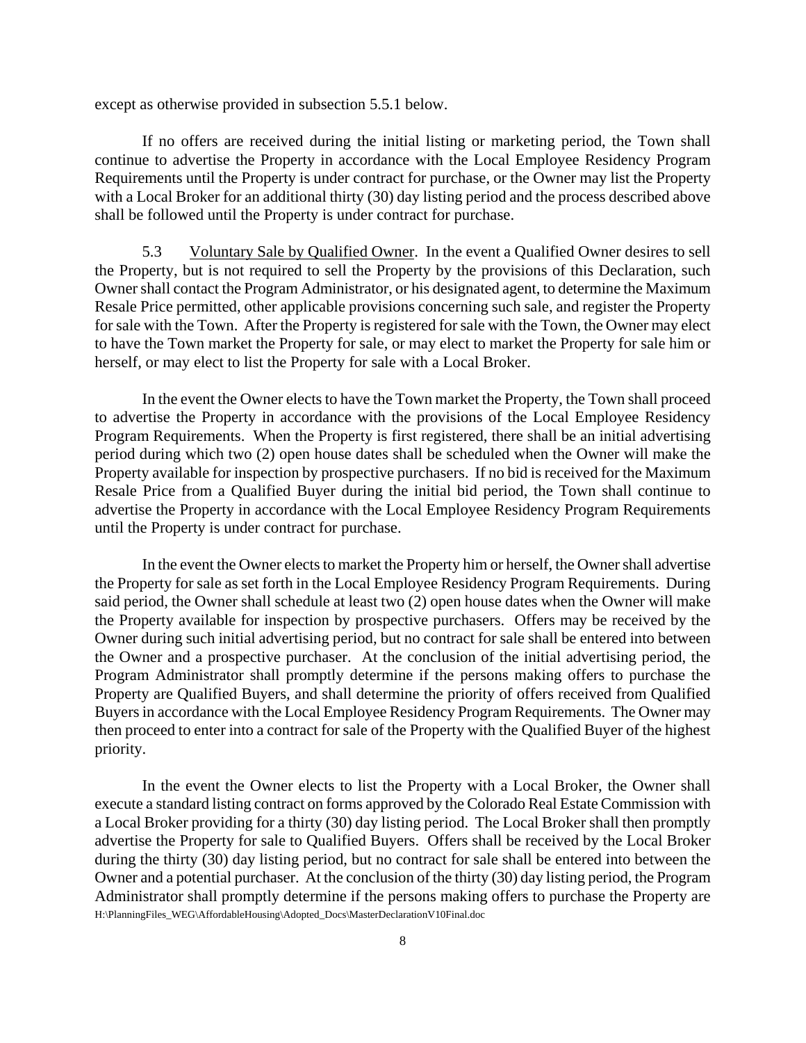except as otherwise provided in subsection 5.5.1 below.

If no offers are received during the initial listing or marketing period, the Town shall continue to advertise the Property in accordance with the Local Employee Residency Program Requirements until the Property is under contract for purchase, or the Owner may list the Property with a Local Broker for an additional thirty (30) day listing period and the process described above shall be followed until the Property is under contract for purchase.

5.3 Voluntary Sale by Qualified Owner. In the event a Qualified Owner desires to sell the Property, but is not required to sell the Property by the provisions of this Declaration, such Owner shall contact the Program Administrator, or his designated agent, to determine the Maximum Resale Price permitted, other applicable provisions concerning such sale, and register the Property for sale with the Town. After the Property is registered for sale with the Town, the Owner may elect to have the Town market the Property for sale, or may elect to market the Property for sale him or herself, or may elect to list the Property for sale with a Local Broker.

In the event the Owner elects to have the Town market the Property, the Town shall proceed to advertise the Property in accordance with the provisions of the Local Employee Residency Program Requirements. When the Property is first registered, there shall be an initial advertising period during which two (2) open house dates shall be scheduled when the Owner will make the Property available for inspection by prospective purchasers. If no bid is received for the Maximum Resale Price from a Qualified Buyer during the initial bid period, the Town shall continue to advertise the Property in accordance with the Local Employee Residency Program Requirements until the Property is under contract for purchase.

In the event the Owner elects to market the Property him or herself, the Owner shall advertise the Property for sale as set forth in the Local Employee Residency Program Requirements. During said period, the Owner shall schedule at least two (2) open house dates when the Owner will make the Property available for inspection by prospective purchasers. Offers may be received by the Owner during such initial advertising period, but no contract for sale shall be entered into between the Owner and a prospective purchaser. At the conclusion of the initial advertising period, the Program Administrator shall promptly determine if the persons making offers to purchase the Property are Qualified Buyers, and shall determine the priority of offers received from Qualified Buyers in accordance with the Local Employee Residency Program Requirements. The Owner may then proceed to enter into a contract for sale of the Property with the Qualified Buyer of the highest priority.

In the event the Owner elects to list the Property with a Local Broker, the Owner shall execute a standard listing contract on forms approved by the Colorado Real Estate Commission with a Local Broker providing for a thirty (30) day listing period. The Local Broker shall then promptly advertise the Property for sale to Qualified Buyers. Offers shall be received by the Local Broker during the thirty (30) day listing period, but no contract for sale shall be entered into between the Owner and a potential purchaser. At the conclusion of the thirty (30) day listing period, the Program Administrator shall promptly determine if the persons making offers to purchase the Property are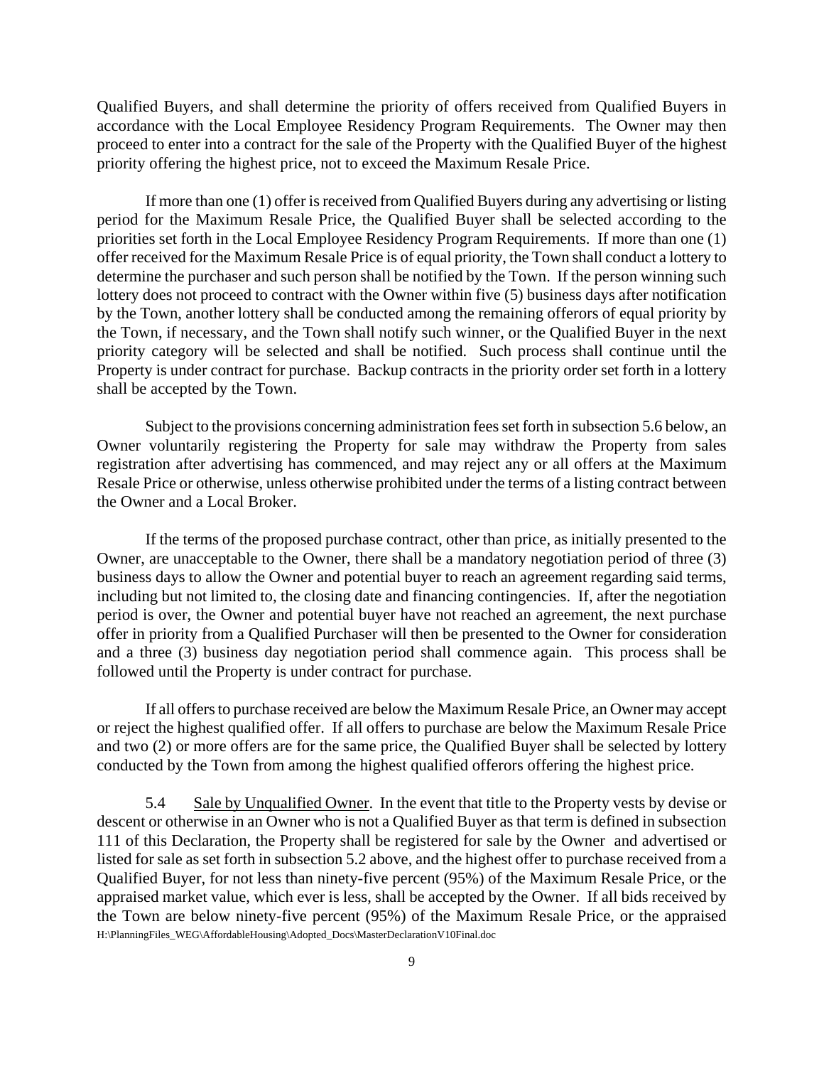Qualified Buyers, and shall determine the priority of offers received from Qualified Buyers in accordance with the Local Employee Residency Program Requirements. The Owner may then proceed to enter into a contract for the sale of the Property with the Qualified Buyer of the highest priority offering the highest price, not to exceed the Maximum Resale Price.

If more than one (1) offer is received from Qualified Buyers during any advertising or listing period for the Maximum Resale Price, the Qualified Buyer shall be selected according to the priorities set forth in the Local Employee Residency Program Requirements. If more than one (1) offer received for the Maximum Resale Price is of equal priority, the Town shall conduct a lottery to determine the purchaser and such person shall be notified by the Town. If the person winning such lottery does not proceed to contract with the Owner within five (5) business days after notification by the Town, another lottery shall be conducted among the remaining offerors of equal priority by the Town, if necessary, and the Town shall notify such winner, or the Qualified Buyer in the next priority category will be selected and shall be notified. Such process shall continue until the Property is under contract for purchase. Backup contracts in the priority order set forth in a lottery shall be accepted by the Town.

Subject to the provisions concerning administration fees set forth in subsection 5.6 below, an Owner voluntarily registering the Property for sale may withdraw the Property from sales registration after advertising has commenced, and may reject any or all offers at the Maximum Resale Price or otherwise, unless otherwise prohibited under the terms of a listing contract between the Owner and a Local Broker.

If the terms of the proposed purchase contract, other than price, as initially presented to the Owner, are unacceptable to the Owner, there shall be a mandatory negotiation period of three (3) business days to allow the Owner and potential buyer to reach an agreement regarding said terms, including but not limited to, the closing date and financing contingencies. If, after the negotiation period is over, the Owner and potential buyer have not reached an agreement, the next purchase offer in priority from a Qualified Purchaser will then be presented to the Owner for consideration and a three (3) business day negotiation period shall commence again. This process shall be followed until the Property is under contract for purchase.

If all offers to purchase received are below the Maximum Resale Price, an Owner may accept or reject the highest qualified offer. If all offers to purchase are below the Maximum Resale Price and two (2) or more offers are for the same price, the Qualified Buyer shall be selected by lottery conducted by the Town from among the highest qualified offerors offering the highest price.

5.4 Sale by Unqualified Owner. In the event that title to the Property vests by devise or descent or otherwise in an Owner who is not a Qualified Buyer as that term is defined in subsection 111 of this Declaration, the Property shall be registered for sale by the Owner and advertised or listed for sale as set forth in subsection 5.2 above, and the highest offer to purchase received from a Qualified Buyer, for not less than ninety-five percent (95%) of the Maximum Resale Price, or the appraised market value, which ever is less, shall be accepted by the Owner. If all bids received by the Town are below ninety-five percent (95%) of the Maximum Resale Price, or the appraised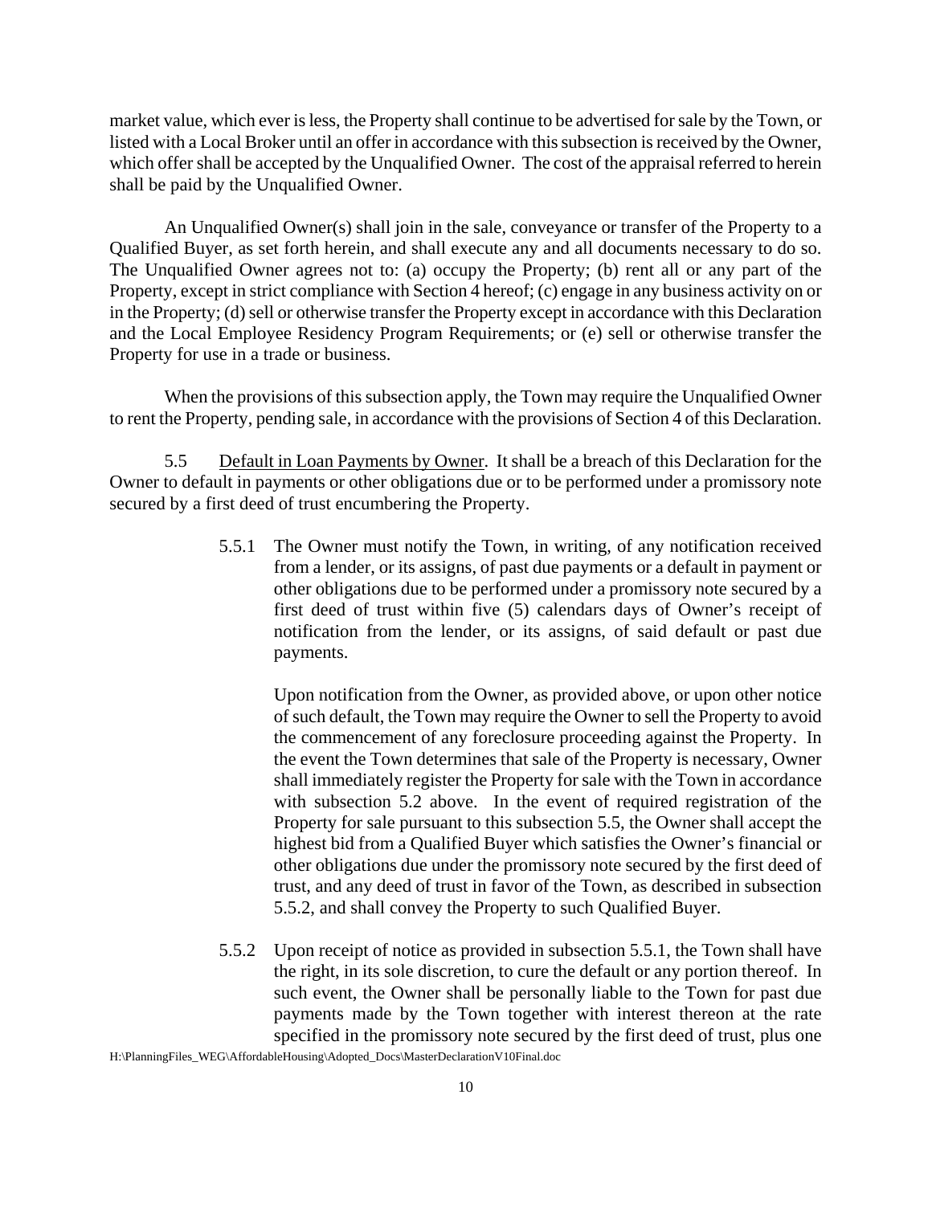market value, which ever is less, the Property shall continue to be advertised for sale by the Town, or listed with a Local Broker until an offer in accordance with this subsection is received by the Owner, which offer shall be accepted by the Unqualified Owner. The cost of the appraisal referred to herein shall be paid by the Unqualified Owner.

An Unqualified Owner(s) shall join in the sale, conveyance or transfer of the Property to a Qualified Buyer, as set forth herein, and shall execute any and all documents necessary to do so. The Unqualified Owner agrees not to: (a) occupy the Property; (b) rent all or any part of the Property, except in strict compliance with Section 4 hereof; (c) engage in any business activity on or in the Property; (d) sell or otherwise transfer the Property except in accordance with this Declaration and the Local Employee Residency Program Requirements; or (e) sell or otherwise transfer the Property for use in a trade or business.

When the provisions of this subsection apply, the Town may require the Unqualified Owner to rent the Property, pending sale, in accordance with the provisions of Section 4 of this Declaration.

5.5 Default in Loan Payments by Owner. It shall be a breach of this Declaration for the Owner to default in payments or other obligations due or to be performed under a promissory note secured by a first deed of trust encumbering the Property.

5.5.1 The Owner must notify the Town, in writing, of any notification received from a lender, or its assigns, of past due payments or a default in payment or other obligations due to be performed under a promissory note secured by a first deed of trust within five (5) calendars days of Owner's receipt of notification from the lender, or its assigns, of said default or past due payments.

Upon notification from the Owner, as provided above, or upon other notice of such default, the Town may require the Owner to sell the Property to avoid the commencement of any foreclosure proceeding against the Property. In the event the Town determines that sale of the Property is necessary, Owner shall immediately register the Property for sale with the Town in accordance with subsection 5.2 above. In the event of required registration of the Property for sale pursuant to this subsection 5.5, the Owner shall accept the highest bid from a Qualified Buyer which satisfies the Owner's financial or other obligations due under the promissory note secured by the first deed of trust, and any deed of trust in favor of the Town, as described in subsection 5.5.2, and shall convey the Property to such Qualified Buyer.

5.5.2 Upon receipt of notice as provided in subsection 5.5.1, the Town shall have the right, in its sole discretion, to cure the default or any portion thereof. In such event, the Owner shall be personally liable to the Town for past due payments made by the Town together with interest thereon at the rate specified in the promissory note secured by the first deed of trust, plus one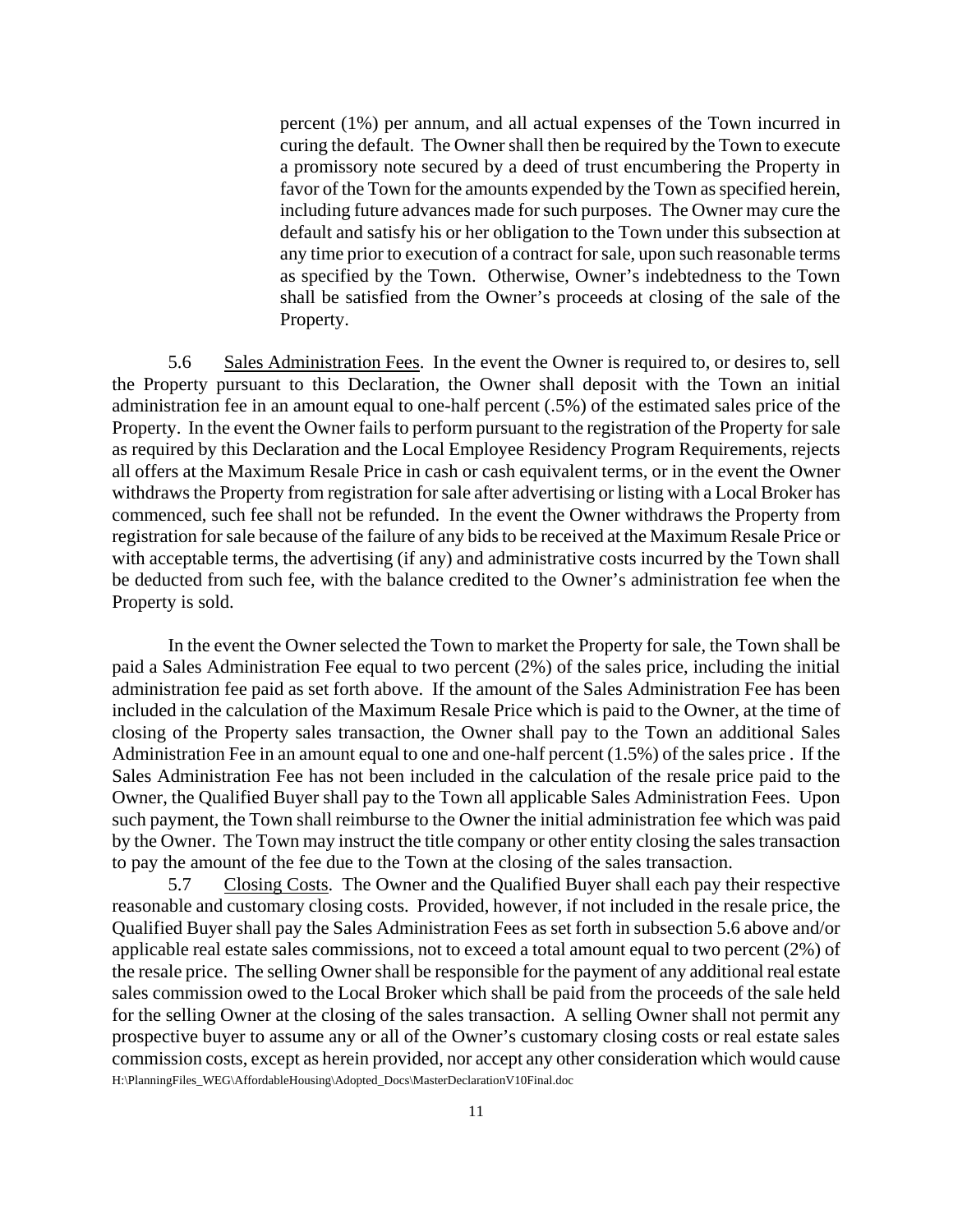percent (1%) per annum, and all actual expenses of the Town incurred in curing the default. The Owner shall then be required by the Town to execute a promissory note secured by a deed of trust encumbering the Property in favor of the Town for the amounts expended by the Town as specified herein, including future advances made for such purposes. The Owner may cure the default and satisfy his or her obligation to the Town under this subsection at any time prior to execution of a contract for sale, upon such reasonable terms as specified by the Town. Otherwise, Owner's indebtedness to the Town shall be satisfied from the Owner's proceeds at closing of the sale of the Property.

5.6 Sales Administration Fees. In the event the Owner is required to, or desires to, sell the Property pursuant to this Declaration, the Owner shall deposit with the Town an initial administration fee in an amount equal to one-half percent (.5%) of the estimated sales price of the Property. In the event the Owner fails to perform pursuant to the registration of the Property for sale as required by this Declaration and the Local Employee Residency Program Requirements, rejects all offers at the Maximum Resale Price in cash or cash equivalent terms, or in the event the Owner withdraws the Property from registration for sale after advertising or listing with a Local Broker has commenced, such fee shall not be refunded. In the event the Owner withdraws the Property from registration for sale because of the failure of any bids to be received at the Maximum Resale Price or with acceptable terms, the advertising (if any) and administrative costs incurred by the Town shall be deducted from such fee, with the balance credited to the Owner's administration fee when the Property is sold.

In the event the Owner selected the Town to market the Property for sale, the Town shall be paid a Sales Administration Fee equal to two percent (2%) of the sales price, including the initial administration fee paid as set forth above. If the amount of the Sales Administration Fee has been included in the calculation of the Maximum Resale Price which is paid to the Owner, at the time of closing of the Property sales transaction, the Owner shall pay to the Town an additional Sales Administration Fee in an amount equal to one and one-half percent (1.5%) of the sales price . If the Sales Administration Fee has not been included in the calculation of the resale price paid to the Owner, the Qualified Buyer shall pay to the Town all applicable Sales Administration Fees. Upon such payment, the Town shall reimburse to the Owner the initial administration fee which was paid by the Owner. The Town may instruct the title company or other entity closing the sales transaction to pay the amount of the fee due to the Town at the closing of the sales transaction.

5.7 Closing Costs. The Owner and the Qualified Buyer shall each pay their respective reasonable and customary closing costs. Provided, however, if not included in the resale price, the Qualified Buyer shall pay the Sales Administration Fees as set forth in subsection 5.6 above and/or applicable real estate sales commissions, not to exceed a total amount equal to two percent (2%) of the resale price. The selling Owner shall be responsible for the payment of any additional real estate sales commission owed to the Local Broker which shall be paid from the proceeds of the sale held for the selling Owner at the closing of the sales transaction. A selling Owner shall not permit any prospective buyer to assume any or all of the Owner's customary closing costs or real estate sales commission costs, except as herein provided, nor accept any other consideration which would cause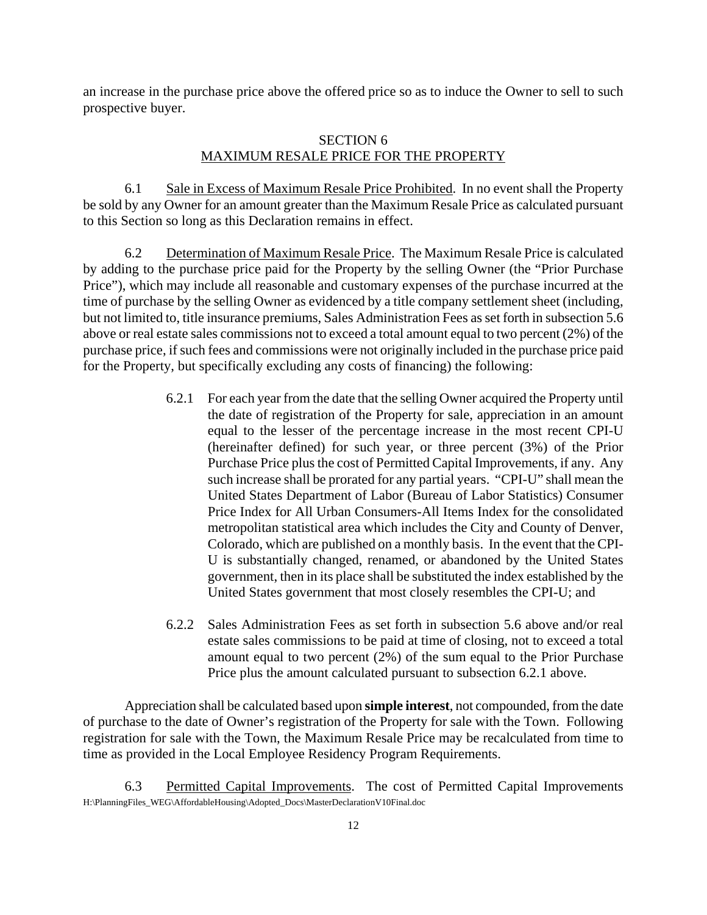an increase in the purchase price above the offered price so as to induce the Owner to sell to such prospective buyer.

## SECTION 6
## MAXIMUM RESALE PRICE FOR THE PROPERTY

6.1 Sale in Excess of Maximum Resale Price Prohibited. In no event shall the Property be sold by any Owner for an amount greater than the Maximum Resale Price as calculated pursuant to this Section so long as this Declaration remains in effect.

6.2 Determination of Maximum Resale Price. The Maximum Resale Price is calculated by adding to the purchase price paid for the Property by the selling Owner (the "Prior Purchase Price"), which may include all reasonable and customary expenses of the purchase incurred at the time of purchase by the selling Owner as evidenced by a title company settlement sheet (including, but not limited to, title insurance premiums, Sales Administration Fees as set forth in subsection 5.6 above or real estate sales commissions not to exceed a total amount equal to two percent (2%) of the purchase price, if such fees and commissions were not originally included in the purchase price paid for the Property, but specifically excluding any costs of financing) the following:

> 6.2.1 For each year from the date that the selling Owner acquired the Property until the date of registration of the Property for sale, appreciation in an amount equal to the lesser of the percentage increase in the most recent CPI-U (hereinafter defined) for such year, or three percent (3%) of the Prior Purchase Price plus the cost of Permitted Capital Improvements, if any. Any such increase shall be prorated for any partial years. "CPI-U" shall mean the United States Department of Labor (Bureau of Labor Statistics) Consumer Price Index for All Urban Consumers-All Items Index for the consolidated metropolitan statistical area which includes the City and County of Denver, Colorado, which are published on a monthly basis. In the event that the CPI-U is substantially changed, renamed, or abandoned by the United States government, then in its place shall be substituted the index established by the United States government that most closely resembles the CPI-U; and
>
> 6.2.2 Sales Administration Fees as set forth in subsection 5.6 above and/or real estate sales commissions to be paid at time of closing, not to exceed a total amount equal to two percent (2%) of the sum equal to the Prior Purchase Price plus the amount calculated pursuant to subsection 6.2.1 above.

Appreciation shall be calculated based upon **simple interest**, not compounded, from the date of purchase to the date of Owner's registration of the Property for sale with the Town. Following registration for sale with the Town, the Maximum Resale Price may be recalculated from time to time as provided in the Local Employee Residency Program Requirements.

6.3 Permitted Capital Improvements. The cost of Permitted Capital Improvements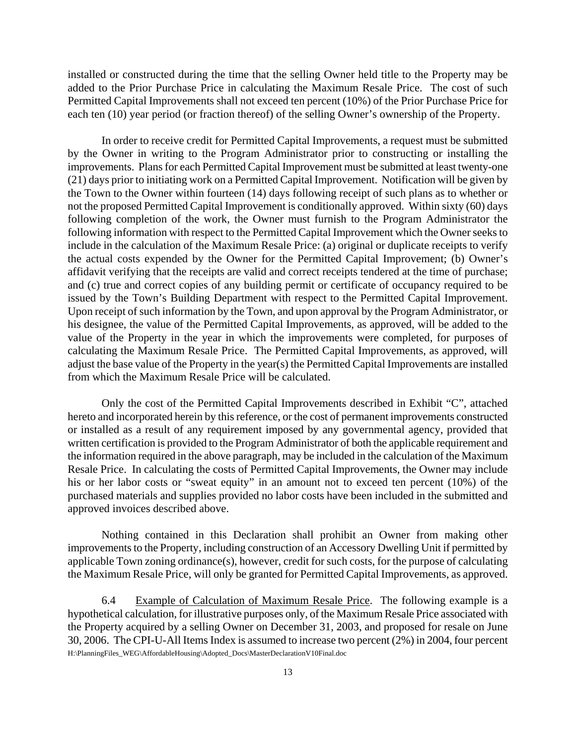installed or constructed during the time that the selling Owner held title to the Property may be added to the Prior Purchase Price in calculating the Maximum Resale Price. The cost of such Permitted Capital Improvements shall not exceed ten percent (10%) of the Prior Purchase Price for each ten (10) year period (or fraction thereof) of the selling Owner's ownership of the Property.

In order to receive credit for Permitted Capital Improvements, a request must be submitted by the Owner in writing to the Program Administrator prior to constructing or installing the improvements. Plans for each Permitted Capital Improvement must be submitted at least twenty-one (21) days prior to initiating work on a Permitted Capital Improvement. Notification will be given by the Town to the Owner within fourteen (14) days following receipt of such plans as to whether or not the proposed Permitted Capital Improvement is conditionally approved. Within sixty (60) days following completion of the work, the Owner must furnish to the Program Administrator the following information with respect to the Permitted Capital Improvement which the Owner seeks to include in the calculation of the Maximum Resale Price: (a) original or duplicate receipts to verify the actual costs expended by the Owner for the Permitted Capital Improvement; (b) Owner's affidavit verifying that the receipts are valid and correct receipts tendered at the time of purchase; and (c) true and correct copies of any building permit or certificate of occupancy required to be issued by the Town's Building Department with respect to the Permitted Capital Improvement. Upon receipt of such information by the Town, and upon approval by the Program Administrator, or his designee, the value of the Permitted Capital Improvements, as approved, will be added to the value of the Property in the year in which the improvements were completed, for purposes of calculating the Maximum Resale Price. The Permitted Capital Improvements, as approved, will adjust the base value of the Property in the year(s) the Permitted Capital Improvements are installed from which the Maximum Resale Price will be calculated.

Only the cost of the Permitted Capital Improvements described in Exhibit "C", attached hereto and incorporated herein by this reference, or the cost of permanent improvements constructed or installed as a result of any requirement imposed by any governmental agency, provided that written certification is provided to the Program Administrator of both the applicable requirement and the information required in the above paragraph, may be included in the calculation of the Maximum Resale Price. In calculating the costs of Permitted Capital Improvements, the Owner may include his or her labor costs or "sweat equity" in an amount not to exceed ten percent (10%) of the purchased materials and supplies provided no labor costs have been included in the submitted and approved invoices described above.

Nothing contained in this Declaration shall prohibit an Owner from making other improvements to the Property, including construction of an Accessory Dwelling Unit if permitted by applicable Town zoning ordinance(s), however, credit for such costs, for the purpose of calculating the Maximum Resale Price, will only be granted for Permitted Capital Improvements, as approved.

6.4 Example of Calculation of Maximum Resale Price. The following example is a hypothetical calculation, for illustrative purposes only, of the Maximum Resale Price associated with the Property acquired by a selling Owner on December 31, 2003, and proposed for resale on June 30, 2006. The CPI-U-All Items Index is assumed to increase two percent (2%) in 2004, four percent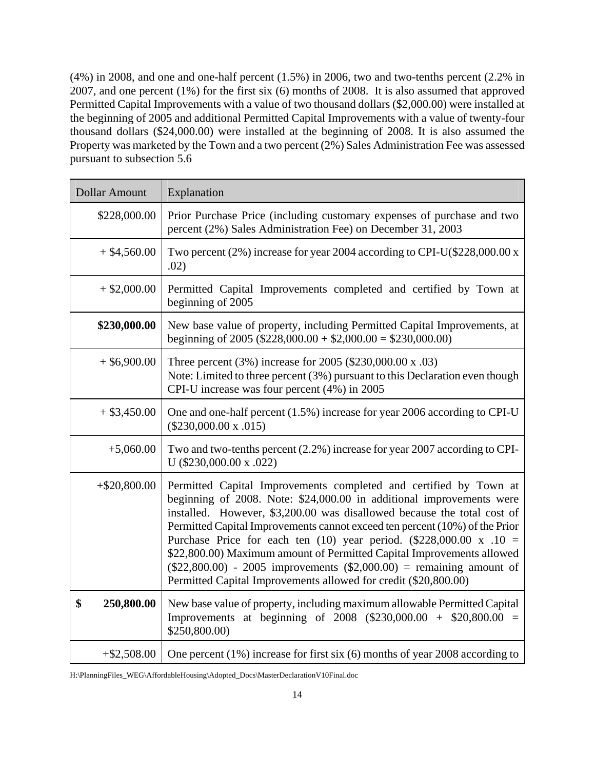(4%) in 2008, and one and one-half percent (1.5%) in 2006, two and two-tenths percent (2.2% in 2007, and one percent (1%) for the first six (6) months of 2008. It is also assumed that approved Permitted Capital Improvements with a value of two thousand dollars ($2,000.00) were installed at the beginning of 2005 and additional Permitted Capital Improvements with a value of twenty-four thousand dollars ($24,000.00) were installed at the beginning of 2008. It is also assumed the Property was marketed by the Town and a two percent (2%) Sales Administration Fee was assessed pursuant to subsection 5.6

| Dollar Amount | Explanation |
|---|---|
| $228,000.00 | Prior Purchase Price (including customary expenses of purchase and two percent (2%) Sales Administration Fee) on December 31, 2003 |
| + $4,560.00 | Two percent (2%) increase for year 2004 according to CPI-U($228,000.00 x .02) |
| + $2,000.00 | Permitted Capital Improvements completed and certified by Town at beginning of 2005 |
| **$230,000.00** | New base value of property, including Permitted Capital Improvements, at beginning of 2005 ($228,000.00 + $2,000.00 = $230,000.00) |
| + $6,900.00 | Three percent (3%) increase for 2005 ($230,000.00 x .03)<br>Note: Limited to three percent (3%) pursuant to this Declaration even though CPI-U increase was four percent (4%) in 2005 |
| + $3,450.00 | One and one-half percent (1.5%) increase for year 2006 according to CPI-U ($230,000.00 x .015) |
| +5,060.00 | Two and two-tenths percent (2.2%) increase for year 2007 according to CPI-U ($230,000.00 x .022) |
| +$20,800.00 | Permitted Capital Improvements completed and certified by Town at beginning of 2008. Note: $24,000.00 in additional improvements were installed. However, $3,200.00 was disallowed because the total cost of Permitted Capital Improvements cannot exceed ten percent (10%) of the Prior Purchase Price for each ten (10) year period. ($228,000.00 x .10 = $22,800.00) Maximum amount of Permitted Capital Improvements allowed ($22,800.00) - 2005 improvements ($2,000.00) = remaining amount of Permitted Capital Improvements allowed for credit ($20,800.00) |
| **$ 250,800.00** | New base value of property, including maximum allowable Permitted Capital Improvements at beginning of 2008 ($230,000.00 + $20,800.00 = $250,800.00) |
| +$2,508.00 | One percent (1%) increase for first six (6) months of year 2008 according to |

H:\PlanningFiles_WEG\AffordableHousing\Adopted_Docs\MasterDeclarationV10Final.doc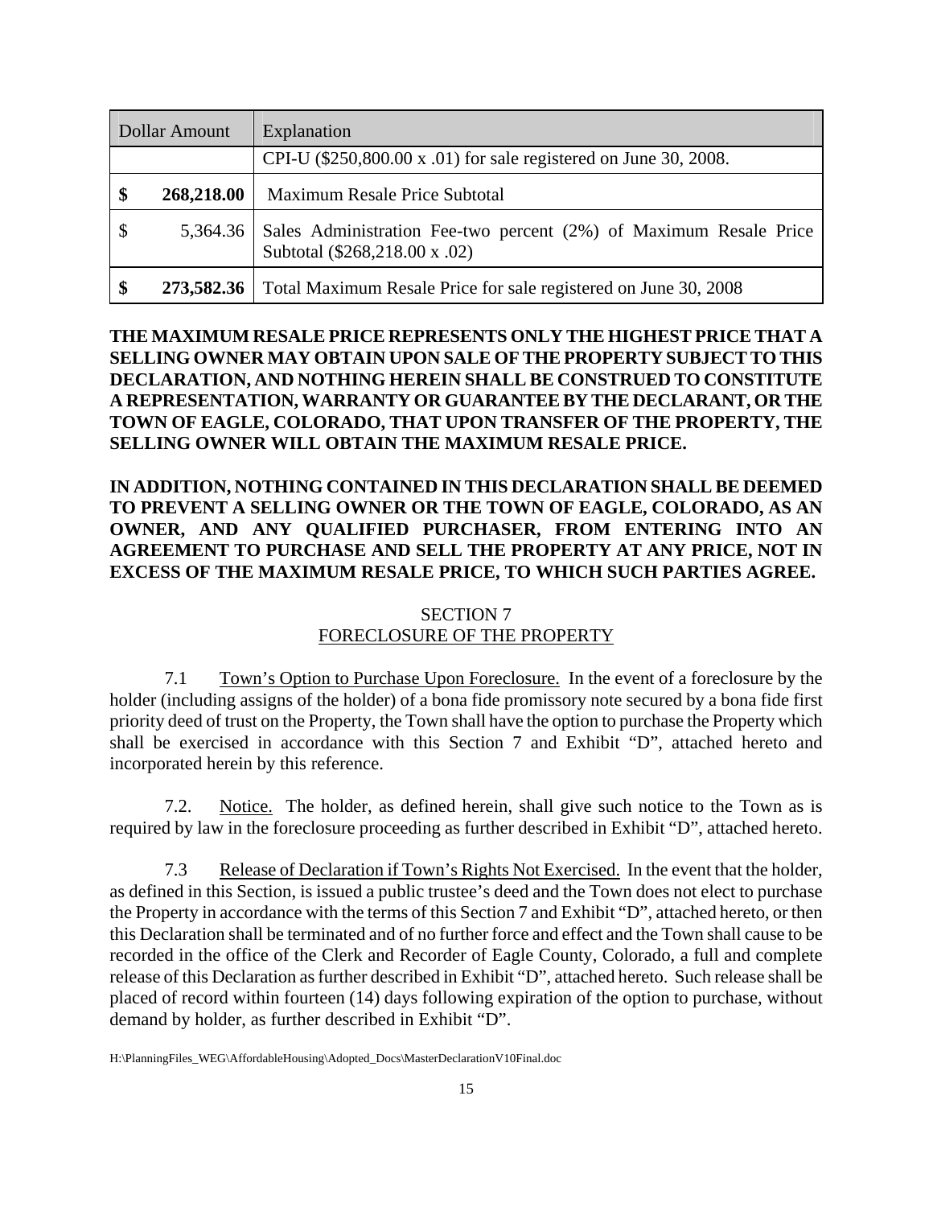| Dollar Amount | Explanation |
|---|---|
| | CPI-U ($250,800.00 x .01) for sale registered on June 30, 2008. |
| **$ 268,218.00** | Maximum Resale Price Subtotal |
| $ 5,364.36 | Sales Administration Fee-two percent (2%) of Maximum Resale Price Subtotal ($268,218.00 x .02) |
| **$ 273,582.36** | Total Maximum Resale Price for sale registered on June 30, 2008 |

**THE MAXIMUM RESALE PRICE REPRESENTS ONLY THE HIGHEST PRICE THAT A SELLING OWNER MAY OBTAIN UPON SALE OF THE PROPERTY SUBJECT TO THIS DECLARATION, AND NOTHING HEREIN SHALL BE CONSTRUED TO CONSTITUTE A REPRESENTATION, WARRANTY OR GUARANTEE BY THE DECLARANT, OR THE TOWN OF EAGLE, COLORADO, THAT UPON TRANSFER OF THE PROPERTY, THE SELLING OWNER WILL OBTAIN THE MAXIMUM RESALE PRICE.**

**IN ADDITION, NOTHING CONTAINED IN THIS DECLARATION SHALL BE DEEMED TO PREVENT A SELLING OWNER OR THE TOWN OF EAGLE, COLORADO, AS AN OWNER, AND ANY QUALIFIED PURCHASER, FROM ENTERING INTO AN AGREEMENT TO PURCHASE AND SELL THE PROPERTY AT ANY PRICE, NOT IN EXCESS OF THE MAXIMUM RESALE PRICE, TO WHICH SUCH PARTIES AGREE.**

## SECTION 7
## FORECLOSURE OF THE PROPERTY

7.1 Town's Option to Purchase Upon Foreclosure. In the event of a foreclosure by the holder (including assigns of the holder) of a bona fide promissory note secured by a bona fide first priority deed of trust on the Property, the Town shall have the option to purchase the Property which shall be exercised in accordance with this Section 7 and Exhibit "D", attached hereto and incorporated herein by this reference.

7.2. Notice. The holder, as defined herein, shall give such notice to the Town as is required by law in the foreclosure proceeding as further described in Exhibit "D", attached hereto.

7.3 Release of Declaration if Town's Rights Not Exercised. In the event that the holder, as defined in this Section, is issued a public trustee's deed and the Town does not elect to purchase the Property in accordance with the terms of this Section 7 and Exhibit "D", attached hereto, or then this Declaration shall be terminated and of no further force and effect and the Town shall cause to be recorded in the office of the Clerk and Recorder of Eagle County, Colorado, a full and complete release of this Declaration as further described in Exhibit "D", attached hereto. Such release shall be placed of record within fourteen (14) days following expiration of the option to purchase, without demand by holder, as further described in Exhibit "D".

H:\PlanningFiles_WEG\AffordableHousing\Adopted_Docs\MasterDeclarationV10Final.doc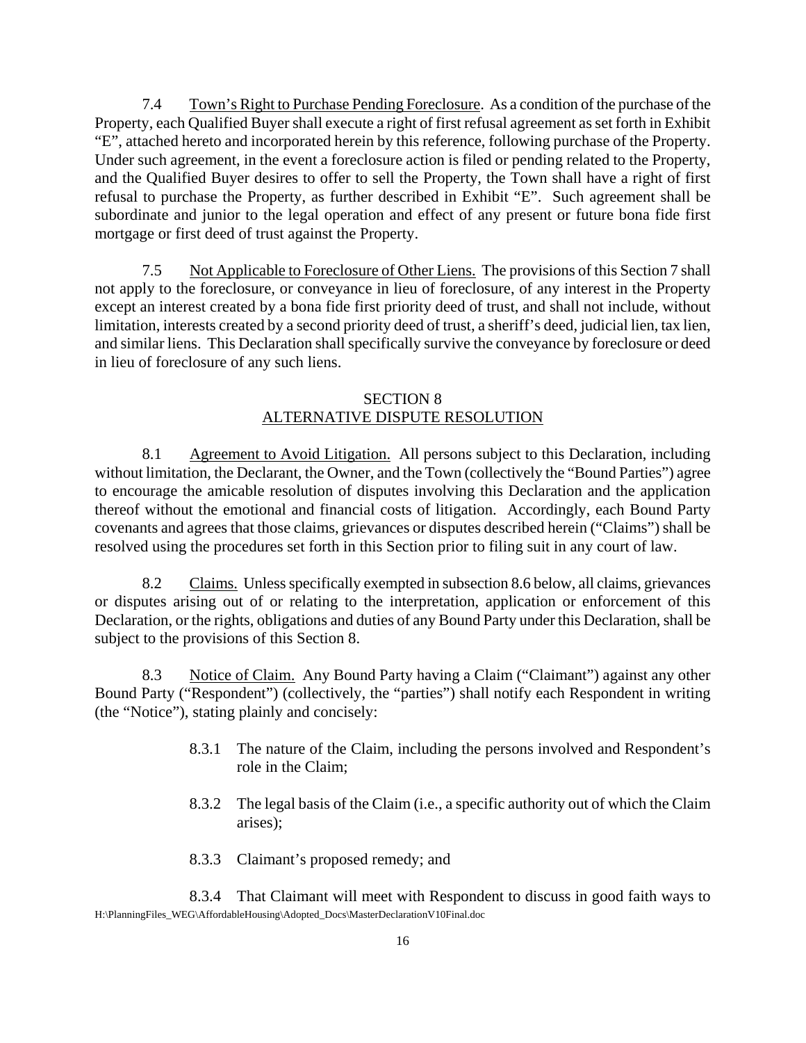7.4 Town's Right to Purchase Pending Foreclosure. As a condition of the purchase of the Property, each Qualified Buyer shall execute a right of first refusal agreement as set forth in Exhibit "E", attached hereto and incorporated herein by this reference, following purchase of the Property. Under such agreement, in the event a foreclosure action is filed or pending related to the Property, and the Qualified Buyer desires to offer to sell the Property, the Town shall have a right of first refusal to purchase the Property, as further described in Exhibit "E". Such agreement shall be subordinate and junior to the legal operation and effect of any present or future bona fide first mortgage or first deed of trust against the Property.

7.5 Not Applicable to Foreclosure of Other Liens. The provisions of this Section 7 shall not apply to the foreclosure, or conveyance in lieu of foreclosure, of any interest in the Property except an interest created by a bona fide first priority deed of trust, and shall not include, without limitation, interests created by a second priority deed of trust, a sheriff's deed, judicial lien, tax lien, and similar liens. This Declaration shall specifically survive the conveyance by foreclosure or deed in lieu of foreclosure of any such liens.

## SECTION 8
## ALTERNATIVE DISPUTE RESOLUTION

8.1 Agreement to Avoid Litigation. All persons subject to this Declaration, including without limitation, the Declarant, the Owner, and the Town (collectively the "Bound Parties") agree to encourage the amicable resolution of disputes involving this Declaration and the application thereof without the emotional and financial costs of litigation. Accordingly, each Bound Party covenants and agrees that those claims, grievances or disputes described herein ("Claims") shall be resolved using the procedures set forth in this Section prior to filing suit in any court of law.

8.2 Claims. Unless specifically exempted in subsection 8.6 below, all claims, grievances or disputes arising out of or relating to the interpretation, application or enforcement of this Declaration, or the rights, obligations and duties of any Bound Party under this Declaration, shall be subject to the provisions of this Section 8.

8.3 Notice of Claim. Any Bound Party having a Claim ("Claimant") against any other Bound Party ("Respondent") (collectively, the "parties") shall notify each Respondent in writing (the "Notice"), stating plainly and concisely:

> 8.3.1 The nature of the Claim, including the persons involved and Respondent's role in the Claim;
>
> 8.3.2 The legal basis of the Claim (i.e., a specific authority out of which the Claim arises);
>
> 8.3.3 Claimant's proposed remedy; and
>
> 8.3.4 That Claimant will meet with Respondent to discuss in good faith ways to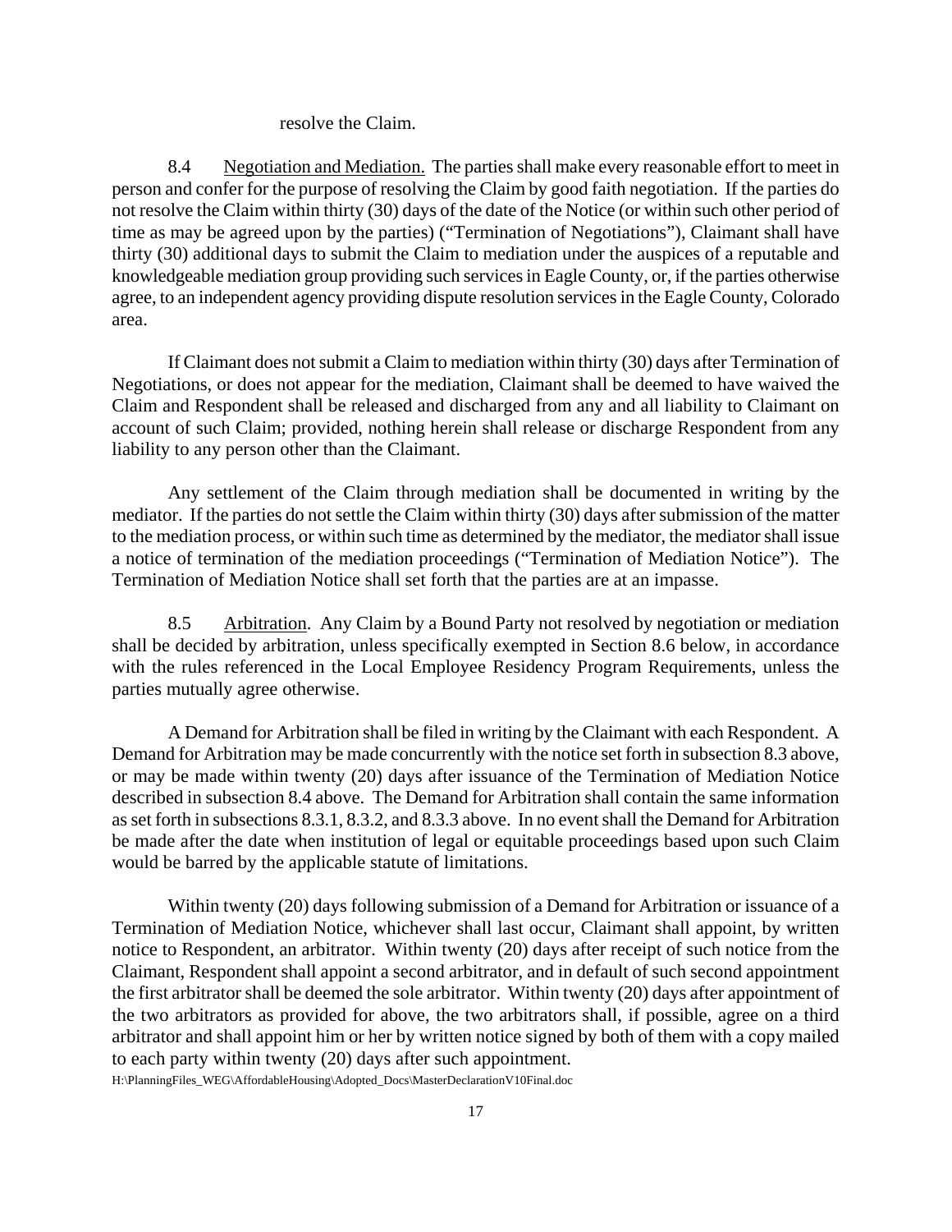resolve the Claim.

8.4 Negotiation and Mediation. The parties shall make every reasonable effort to meet in person and confer for the purpose of resolving the Claim by good faith negotiation. If the parties do not resolve the Claim within thirty (30) days of the date of the Notice (or within such other period of time as may be agreed upon by the parties) ("Termination of Negotiations"), Claimant shall have thirty (30) additional days to submit the Claim to mediation under the auspices of a reputable and knowledgeable mediation group providing such services in Eagle County, or, if the parties otherwise agree, to an independent agency providing dispute resolution services in the Eagle County, Colorado area.

If Claimant does not submit a Claim to mediation within thirty (30) days after Termination of Negotiations, or does not appear for the mediation, Claimant shall be deemed to have waived the Claim and Respondent shall be released and discharged from any and all liability to Claimant on account of such Claim; provided, nothing herein shall release or discharge Respondent from any liability to any person other than the Claimant.

Any settlement of the Claim through mediation shall be documented in writing by the mediator. If the parties do not settle the Claim within thirty (30) days after submission of the matter to the mediation process, or within such time as determined by the mediator, the mediator shall issue a notice of termination of the mediation proceedings ("Termination of Mediation Notice"). The Termination of Mediation Notice shall set forth that the parties are at an impasse.

8.5 Arbitration. Any Claim by a Bound Party not resolved by negotiation or mediation shall be decided by arbitration, unless specifically exempted in Section 8.6 below, in accordance with the rules referenced in the Local Employee Residency Program Requirements, unless the parties mutually agree otherwise.

A Demand for Arbitration shall be filed in writing by the Claimant with each Respondent. A Demand for Arbitration may be made concurrently with the notice set forth in subsection 8.3 above, or may be made within twenty (20) days after issuance of the Termination of Mediation Notice described in subsection 8.4 above. The Demand for Arbitration shall contain the same information as set forth in subsections 8.3.1, 8.3.2, and 8.3.3 above. In no event shall the Demand for Arbitration be made after the date when institution of legal or equitable proceedings based upon such Claim would be barred by the applicable statute of limitations.

Within twenty (20) days following submission of a Demand for Arbitration or issuance of a Termination of Mediation Notice, whichever shall last occur, Claimant shall appoint, by written notice to Respondent, an arbitrator. Within twenty (20) days after receipt of such notice from the Claimant, Respondent shall appoint a second arbitrator, and in default of such second appointment the first arbitrator shall be deemed the sole arbitrator. Within twenty (20) days after appointment of the two arbitrators as provided for above, the two arbitrators shall, if possible, agree on a third arbitrator and shall appoint him or her by written notice signed by both of them with a copy mailed to each party within twenty (20) days after such appointment.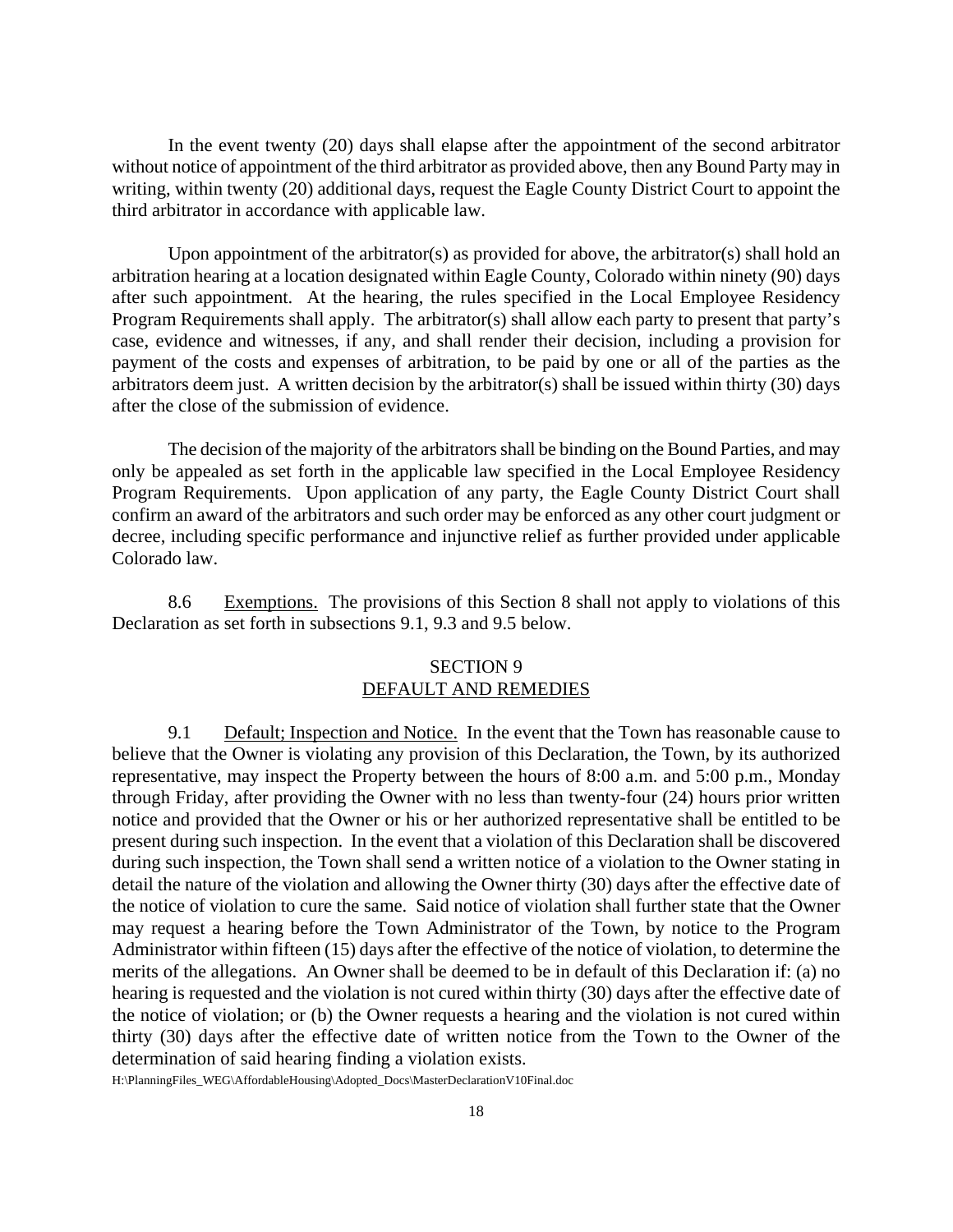In the event twenty (20) days shall elapse after the appointment of the second arbitrator without notice of appointment of the third arbitrator as provided above, then any Bound Party may in writing, within twenty (20) additional days, request the Eagle County District Court to appoint the third arbitrator in accordance with applicable law.

Upon appointment of the arbitrator(s) as provided for above, the arbitrator(s) shall hold an arbitration hearing at a location designated within Eagle County, Colorado within ninety (90) days after such appointment. At the hearing, the rules specified in the Local Employee Residency Program Requirements shall apply. The arbitrator(s) shall allow each party to present that party's case, evidence and witnesses, if any, and shall render their decision, including a provision for payment of the costs and expenses of arbitration, to be paid by one or all of the parties as the arbitrators deem just. A written decision by the arbitrator(s) shall be issued within thirty (30) days after the close of the submission of evidence.

The decision of the majority of the arbitrators shall be binding on the Bound Parties, and may only be appealed as set forth in the applicable law specified in the Local Employee Residency Program Requirements. Upon application of any party, the Eagle County District Court shall confirm an award of the arbitrators and such order may be enforced as any other court judgment or decree, including specific performance and injunctive relief as further provided under applicable Colorado law.

8.6 Exemptions. The provisions of this Section 8 shall not apply to violations of this Declaration as set forth in subsections 9.1, 9.3 and 9.5 below.

## SECTION 9
## DEFAULT AND REMEDIES

9.1 Default; Inspection and Notice. In the event that the Town has reasonable cause to believe that the Owner is violating any provision of this Declaration, the Town, by its authorized representative, may inspect the Property between the hours of 8:00 a.m. and 5:00 p.m., Monday through Friday, after providing the Owner with no less than twenty-four (24) hours prior written notice and provided that the Owner or his or her authorized representative shall be entitled to be present during such inspection. In the event that a violation of this Declaration shall be discovered during such inspection, the Town shall send a written notice of a violation to the Owner stating in detail the nature of the violation and allowing the Owner thirty (30) days after the effective date of the notice of violation to cure the same. Said notice of violation shall further state that the Owner may request a hearing before the Town Administrator of the Town, by notice to the Program Administrator within fifteen (15) days after the effective of the notice of violation, to determine the merits of the allegations. An Owner shall be deemed to be in default of this Declaration if: (a) no hearing is requested and the violation is not cured within thirty (30) days after the effective date of the notice of violation; or (b) the Owner requests a hearing and the violation is not cured within thirty (30) days after the effective date of written notice from the Town to the Owner of the determination of said hearing finding a violation exists.

H:\PlanningFiles_WEG\AffordableHousing\Adopted_Docs\MasterDeclarationV10Final.doc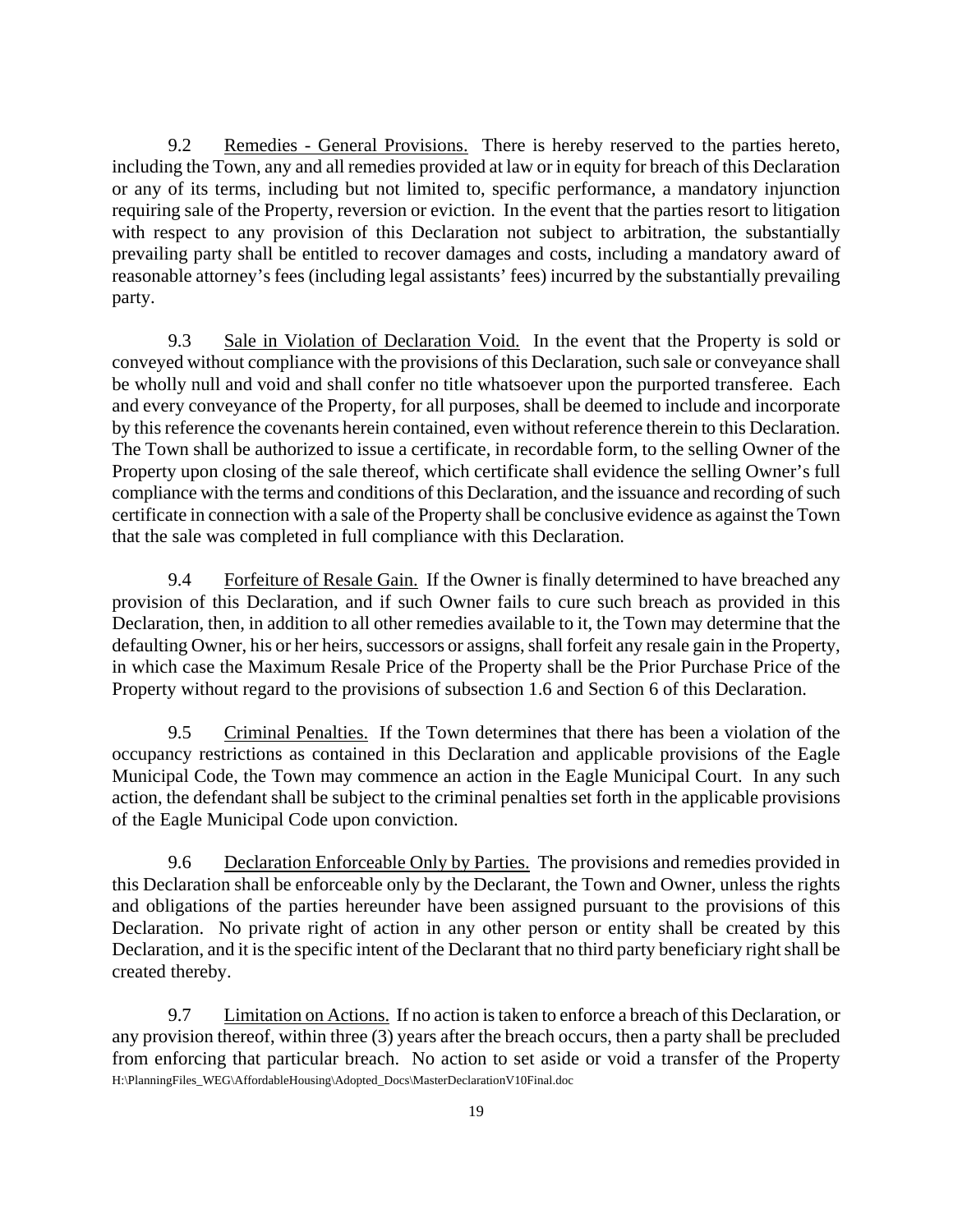9.2 Remedies - General Provisions. There is hereby reserved to the parties hereto, including the Town, any and all remedies provided at law or in equity for breach of this Declaration or any of its terms, including but not limited to, specific performance, a mandatory injunction requiring sale of the Property, reversion or eviction. In the event that the parties resort to litigation with respect to any provision of this Declaration not subject to arbitration, the substantially prevailing party shall be entitled to recover damages and costs, including a mandatory award of reasonable attorney's fees (including legal assistants' fees) incurred by the substantially prevailing party.

9.3 Sale in Violation of Declaration Void. In the event that the Property is sold or conveyed without compliance with the provisions of this Declaration, such sale or conveyance shall be wholly null and void and shall confer no title whatsoever upon the purported transferee. Each and every conveyance of the Property, for all purposes, shall be deemed to include and incorporate by this reference the covenants herein contained, even without reference therein to this Declaration. The Town shall be authorized to issue a certificate, in recordable form, to the selling Owner of the Property upon closing of the sale thereof, which certificate shall evidence the selling Owner's full compliance with the terms and conditions of this Declaration, and the issuance and recording of such certificate in connection with a sale of the Property shall be conclusive evidence as against the Town that the sale was completed in full compliance with this Declaration.

9.4 Forfeiture of Resale Gain. If the Owner is finally determined to have breached any provision of this Declaration, and if such Owner fails to cure such breach as provided in this Declaration, then, in addition to all other remedies available to it, the Town may determine that the defaulting Owner, his or her heirs, successors or assigns, shall forfeit any resale gain in the Property, in which case the Maximum Resale Price of the Property shall be the Prior Purchase Price of the Property without regard to the provisions of subsection 1.6 and Section 6 of this Declaration.

9.5 Criminal Penalties. If the Town determines that there has been a violation of the occupancy restrictions as contained in this Declaration and applicable provisions of the Eagle Municipal Code, the Town may commence an action in the Eagle Municipal Court. In any such action, the defendant shall be subject to the criminal penalties set forth in the applicable provisions of the Eagle Municipal Code upon conviction.

9.6 Declaration Enforceable Only by Parties. The provisions and remedies provided in this Declaration shall be enforceable only by the Declarant, the Town and Owner, unless the rights and obligations of the parties hereunder have been assigned pursuant to the provisions of this Declaration. No private right of action in any other person or entity shall be created by this Declaration, and it is the specific intent of the Declarant that no third party beneficiary right shall be created thereby.

9.7 Limitation on Actions. If no action is taken to enforce a breach of this Declaration, or any provision thereof, within three (3) years after the breach occurs, then a party shall be precluded from enforcing that particular breach. No action to set aside or void a transfer of the Property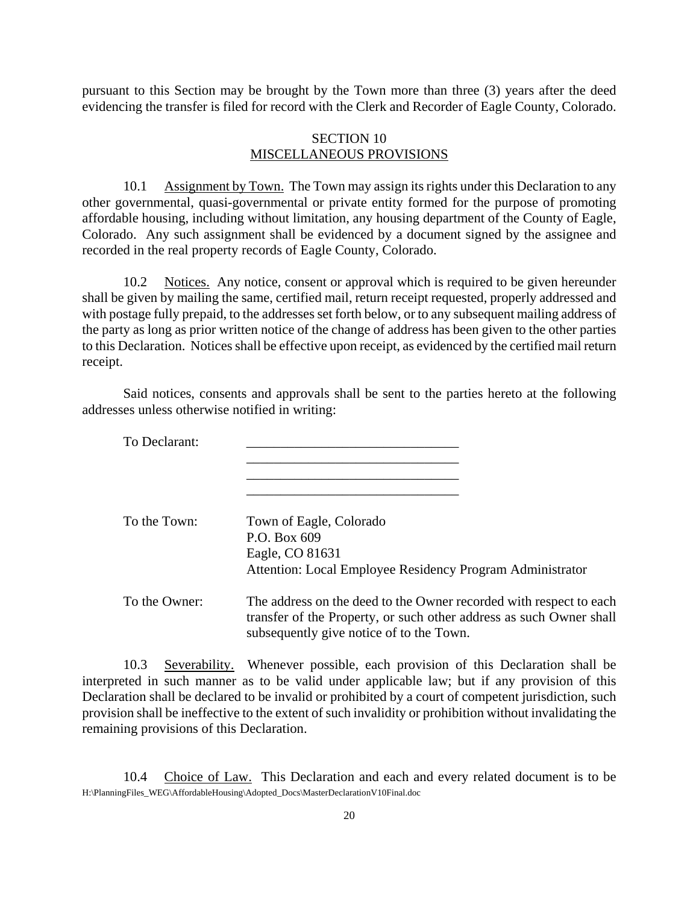pursuant to this Section may be brought by the Town more than three (3) years after the deed evidencing the transfer is filed for record with the Clerk and Recorder of Eagle County, Colorado.

## SECTION 10
## MISCELLANEOUS PROVISIONS

10.1 Assignment by Town. The Town may assign its rights under this Declaration to any other governmental, quasi-governmental or private entity formed for the purpose of promoting affordable housing, including without limitation, any housing department of the County of Eagle, Colorado. Any such assignment shall be evidenced by a document signed by the assignee and recorded in the real property records of Eagle County, Colorado.

10.2 Notices. Any notice, consent or approval which is required to be given hereunder shall be given by mailing the same, certified mail, return receipt requested, properly addressed and with postage fully prepaid, to the addresses set forth below, or to any subsequent mailing address of the party as long as prior written notice of the change of address has been given to the other parties to this Declaration. Notices shall be effective upon receipt, as evidenced by the certified mail return receipt.

Said notices, consents and approvals shall be sent to the parties hereto at the following addresses unless otherwise notified in writing:

To Declarant: ________________________________
________________________________
________________________________
________________________________

To the Town: Town of Eagle, Colorado
P.O. Box 609
Eagle, CO 81631
Attention: Local Employee Residency Program Administrator

To the Owner: The address on the deed to the Owner recorded with respect to each transfer of the Property, or such other address as such Owner shall subsequently give notice of to the Town.

10.3 Severability. Whenever possible, each provision of this Declaration shall be interpreted in such manner as to be valid under applicable law; but if any provision of this Declaration shall be declared to be invalid or prohibited by a court of competent jurisdiction, such provision shall be ineffective to the extent of such invalidity or prohibition without invalidating the remaining provisions of this Declaration.

10.4 Choice of Law. This Declaration and each and every related document is to be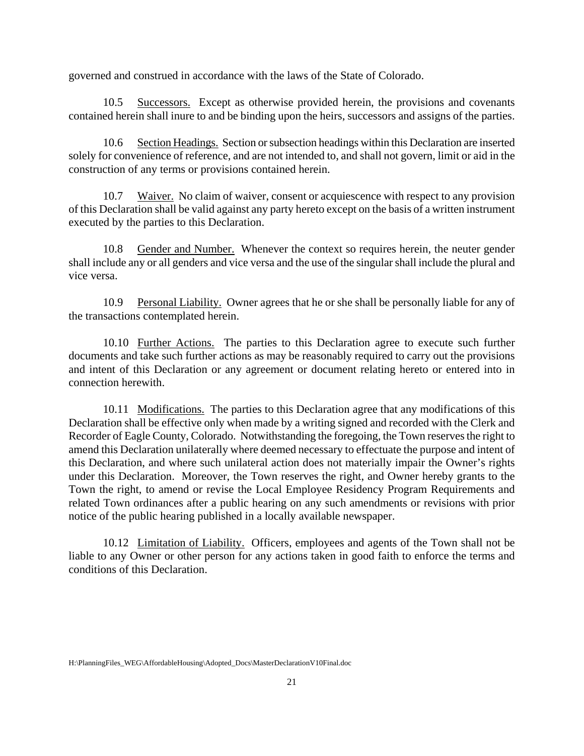governed and construed in accordance with the laws of the State of Colorado.

10.5 Successors. Except as otherwise provided herein, the provisions and covenants contained herein shall inure to and be binding upon the heirs, successors and assigns of the parties.

10.6 Section Headings. Section or subsection headings within this Declaration are inserted solely for convenience of reference, and are not intended to, and shall not govern, limit or aid in the construction of any terms or provisions contained herein.

10.7 Waiver. No claim of waiver, consent or acquiescence with respect to any provision of this Declaration shall be valid against any party hereto except on the basis of a written instrument executed by the parties to this Declaration.

10.8 Gender and Number. Whenever the context so requires herein, the neuter gender shall include any or all genders and vice versa and the use of the singular shall include the plural and vice versa.

10.9 Personal Liability. Owner agrees that he or she shall be personally liable for any of the transactions contemplated herein.

10.10 Further Actions. The parties to this Declaration agree to execute such further documents and take such further actions as may be reasonably required to carry out the provisions and intent of this Declaration or any agreement or document relating hereto or entered into in connection herewith.

10.11 Modifications. The parties to this Declaration agree that any modifications of this Declaration shall be effective only when made by a writing signed and recorded with the Clerk and Recorder of Eagle County, Colorado. Notwithstanding the foregoing, the Town reserves the right to amend this Declaration unilaterally where deemed necessary to effectuate the purpose and intent of this Declaration, and where such unilateral action does not materially impair the Owner's rights under this Declaration. Moreover, the Town reserves the right, and Owner hereby grants to the Town the right, to amend or revise the Local Employee Residency Program Requirements and related Town ordinances after a public hearing on any such amendments or revisions with prior notice of the public hearing published in a locally available newspaper.

10.12 Limitation of Liability. Officers, employees and agents of the Town shall not be liable to any Owner or other person for any actions taken in good faith to enforce the terms and conditions of this Declaration.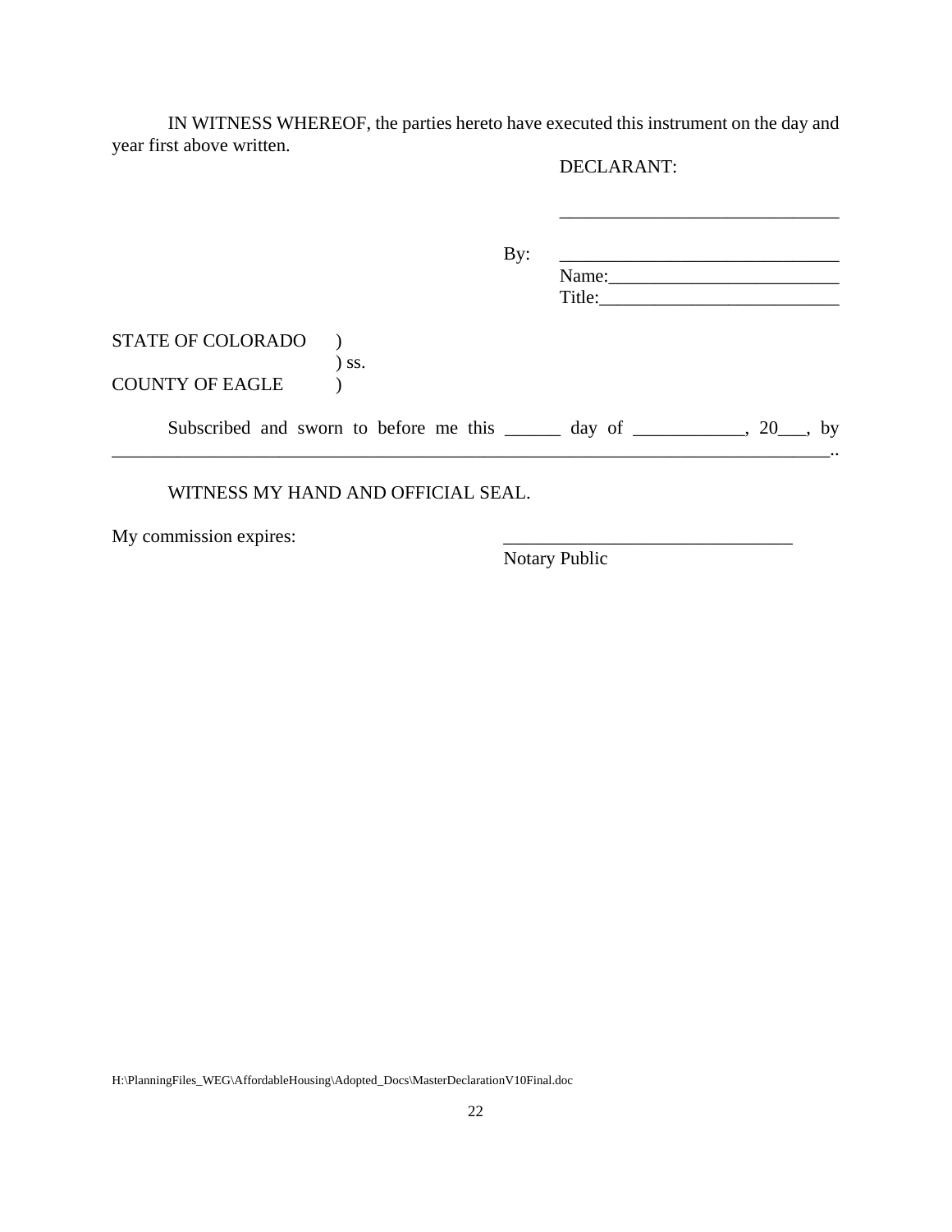IN WITNESS WHEREOF, the parties hereto have executed this instrument on the day and year first above written.

DECLARANT:

______________________________

By: ______________________________
Name:_________________________
Title:__________________________

STATE OF COLORADO )
) ss.
COUNTY OF EAGLE )

Subscribed and sworn to before me this ______ day of ____________, 20___, by ________________________________________________________________________________..

WITNESS MY HAND AND OFFICIAL SEAL.

My commission expires:

________________________________
Notary Public

H:\PlanningFiles_WEG\AffordableHousing\Adopted_Docs\MasterDeclarationV10Final.doc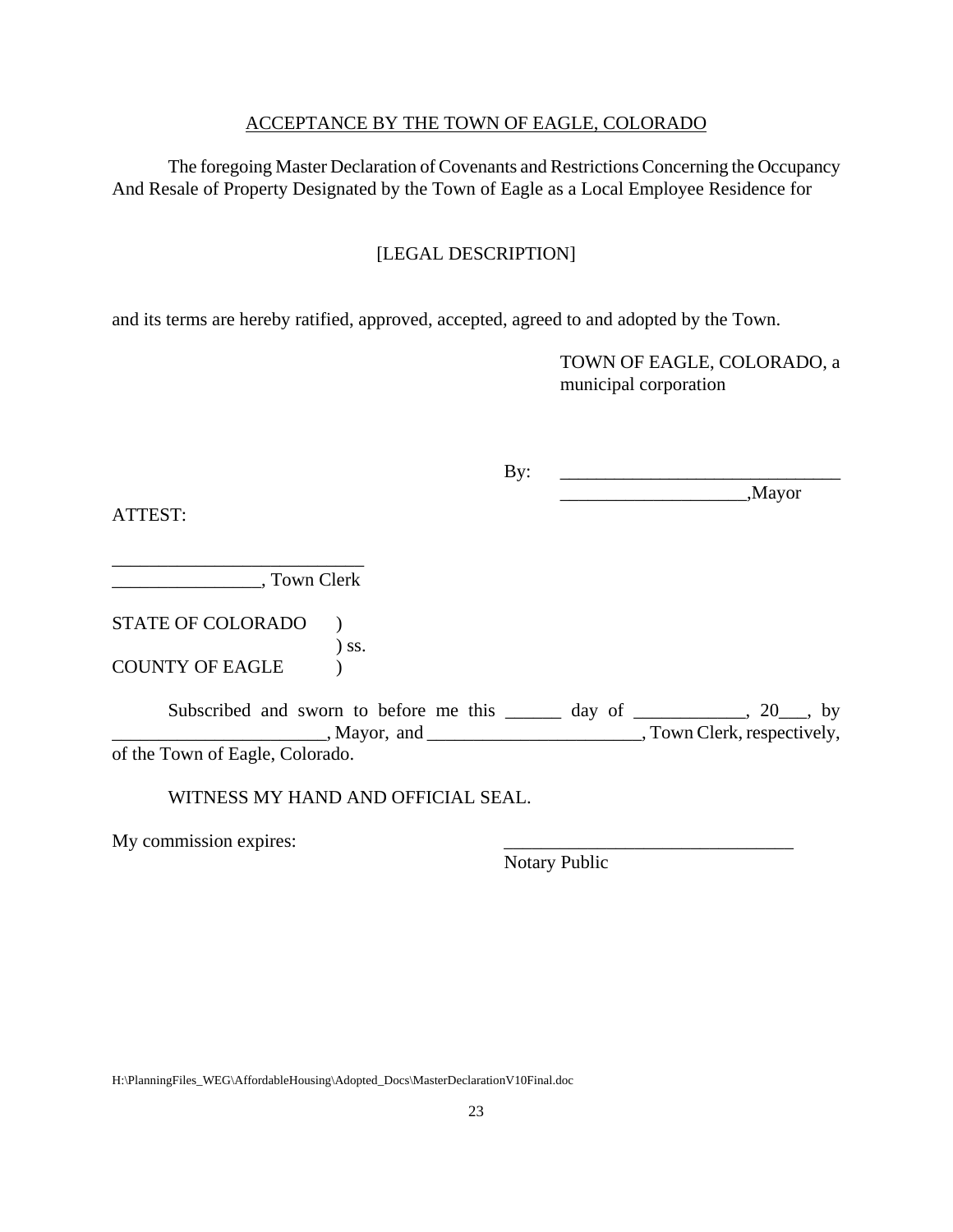## ACCEPTANCE BY THE TOWN OF EAGLE, COLORADO

The foregoing Master Declaration of Covenants and Restrictions Concerning the Occupancy And Resale of Property Designated by the Town of Eagle as a Local Employee Residence for

[LEGAL DESCRIPTION]

and its terms are hereby ratified, approved, accepted, agreed to and adopted by the Town.

TOWN OF EAGLE, COLORADO, a municipal corporation

By: ______________________________
____________________,Mayor

ATTEST:

___________________________
________________, Town Clerk

STATE OF COLORADO )
) ss.
COUNTY OF EAGLE )

Subscribed and sworn to before me this ______ day of ____________, 20___, by _______________________, Mayor, and _______________________, Town Clerk, respectively, of the Town of Eagle, Colorado.

WITNESS MY HAND AND OFFICIAL SEAL.

My commission expires:

_______________________________
Notary Public

H:\PlanningFiles_WEG\AffordableHousing\Adopted_Docs\MasterDeclarationV10Final.doc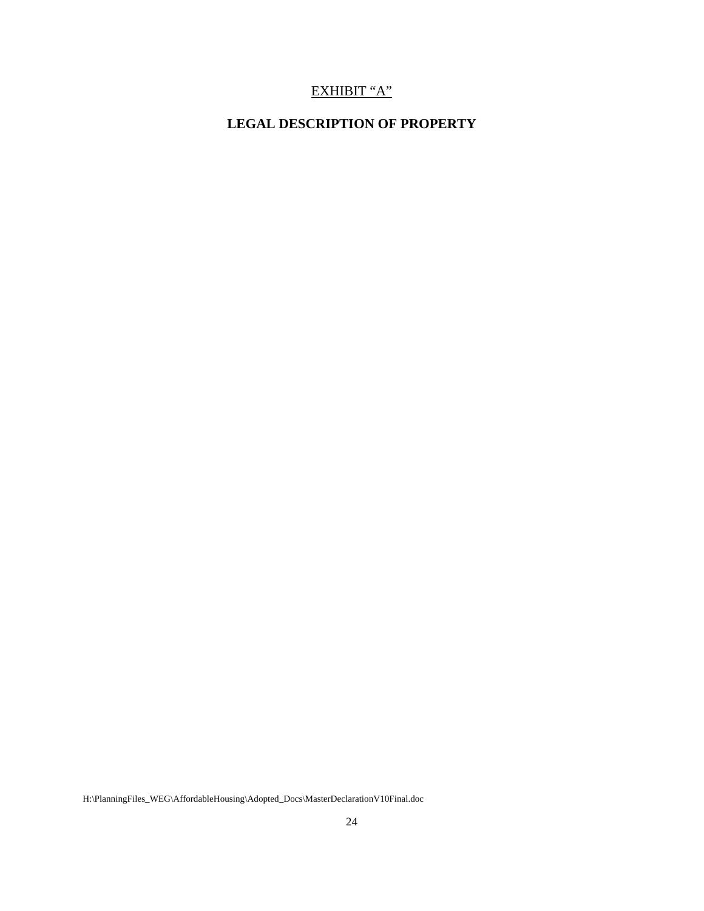<u>EXHIBIT “A”</u>

## LEGAL DESCRIPTION OF PROPERTY

H:\PlanningFiles_WEG\AffordableHousing\Adopted_Docs\MasterDeclarationV10Final.doc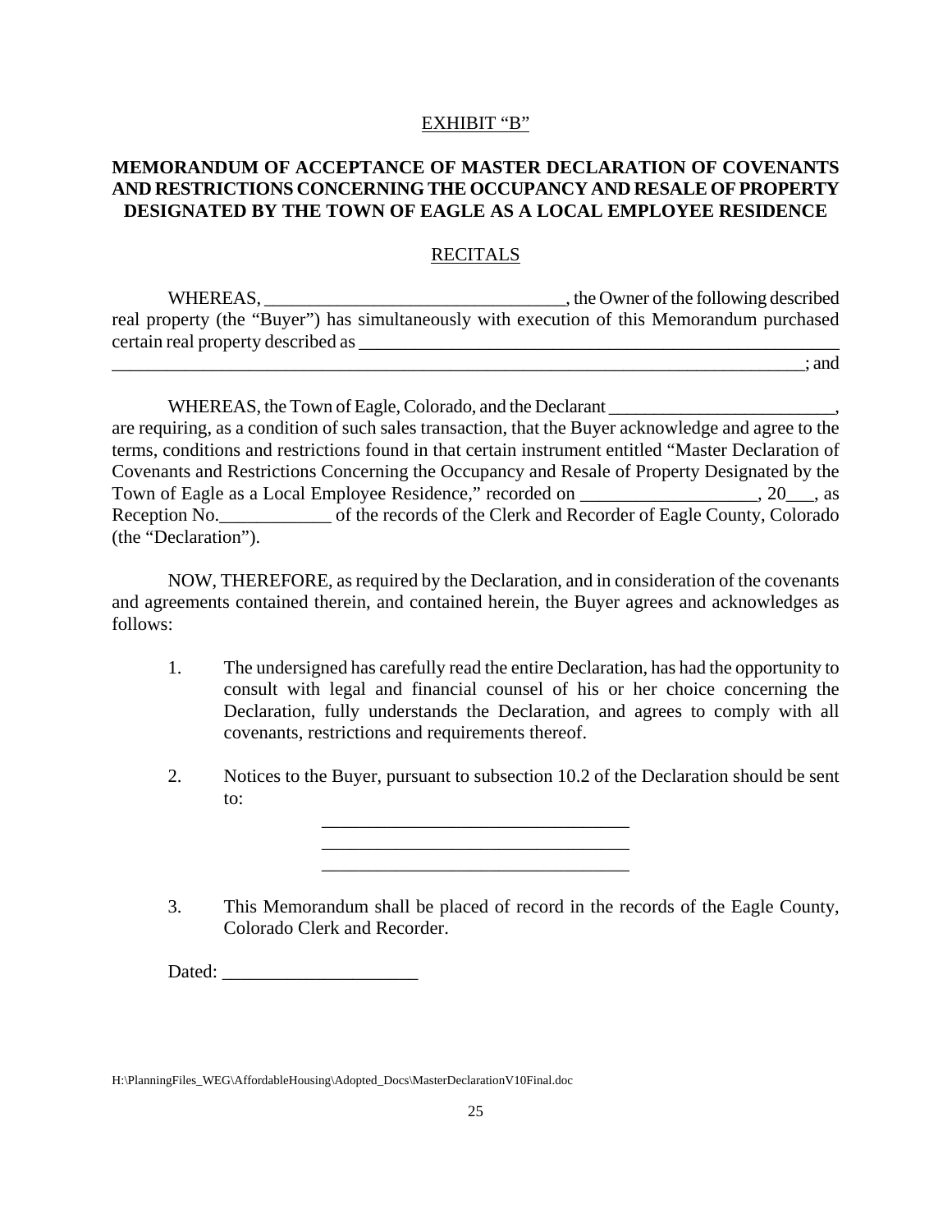EXHIBIT "B"

**MEMORANDUM OF ACCEPTANCE OF MASTER DECLARATION OF COVENANTS AND RESTRICTIONS CONCERNING THE OCCUPANCY AND RESALE OF PROPERTY DESIGNATED BY THE TOWN OF EAGLE AS A LOCAL EMPLOYEE RESIDENCE**

RECITALS

WHEREAS, _________________________________, the Owner of the following described real property (the "Buyer") has simultaneously with execution of this Memorandum purchased certain real property described as _______________________________________________________
___________________________________________________________________________; and

WHEREAS, the Town of Eagle, Colorado, and the Declarant _________________________, are requiring, as a condition of such sales transaction, that the Buyer acknowledge and agree to the terms, conditions and restrictions found in that certain instrument entitled "Master Declaration of Covenants and Restrictions Concerning the Occupancy and Resale of Property Designated by the Town of Eagle as a Local Employee Residence," recorded on ___________________, 20___, as Reception No.____________ of the records of the Clerk and Recorder of Eagle County, Colorado (the "Declaration").

NOW, THEREFORE, as required by the Declaration, and in consideration of the covenants and agreements contained therein, and contained herein, the Buyer agrees and acknowledges as follows:

1. The undersigned has carefully read the entire Declaration, has had the opportunity to consult with legal and financial counsel of his or her choice concerning the Declaration, fully understands the Declaration, and agrees to comply with all covenants, restrictions and requirements thereof.

2. Notices to the Buyer, pursuant to subsection 10.2 of the Declaration should be sent to:

   _________________________________
   _________________________________
   _________________________________

3. This Memorandum shall be placed of record in the records of the Eagle County, Colorado Clerk and Recorder.

Dated: _____________________

H:\PlanningFiles_WEG\AffordableHousing\Adopted_Docs\MasterDeclarationV10Final.doc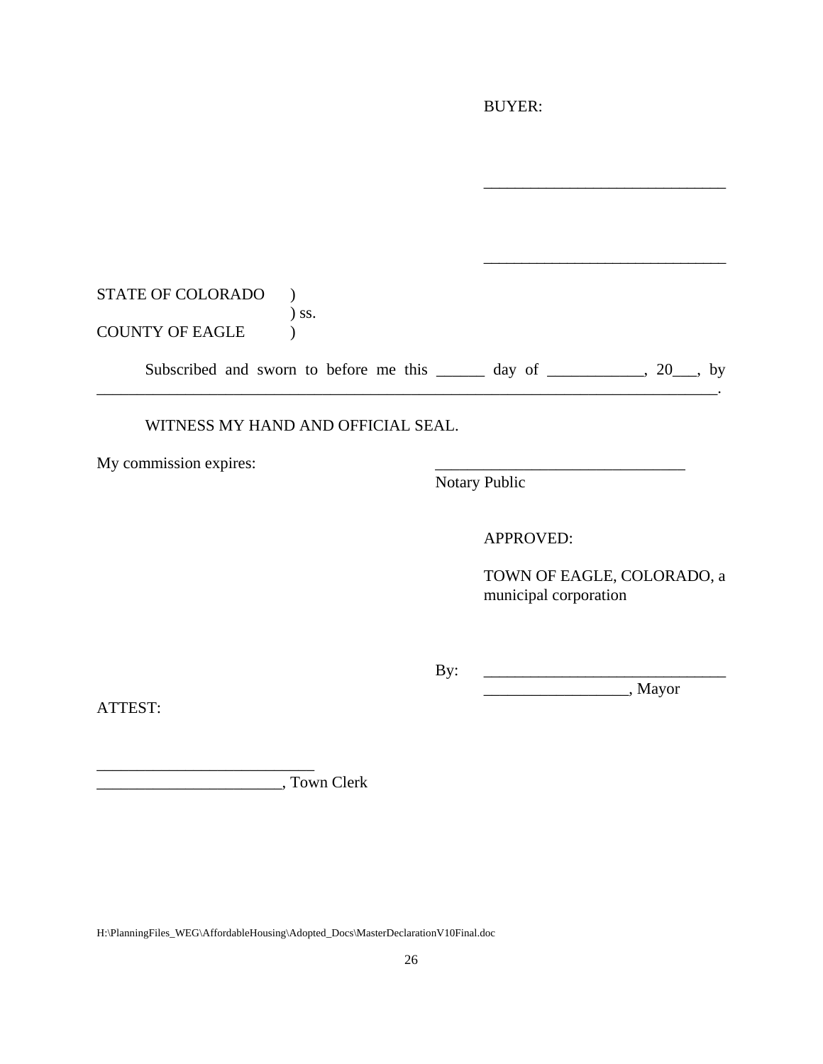BUYER:

______________________________

______________________________

STATE OF COLORADO )
) ss.
COUNTY OF EAGLE )

Subscribed and sworn to before me this ______ day of ___________, 20___, by _______________________________________________________________________________.

WITNESS MY HAND AND OFFICIAL SEAL.

My commission expires:

______________________________
Notary Public

APPROVED:

TOWN OF EAGLE, COLORADO, a municipal corporation

By: ______________________________
__________________, Mayor

ATTEST:

___________________________
_______________________, Town Clerk

H:\PlanningFiles_WEG\AffordableHousing\Adopted_Docs\MasterDeclarationV10Final.doc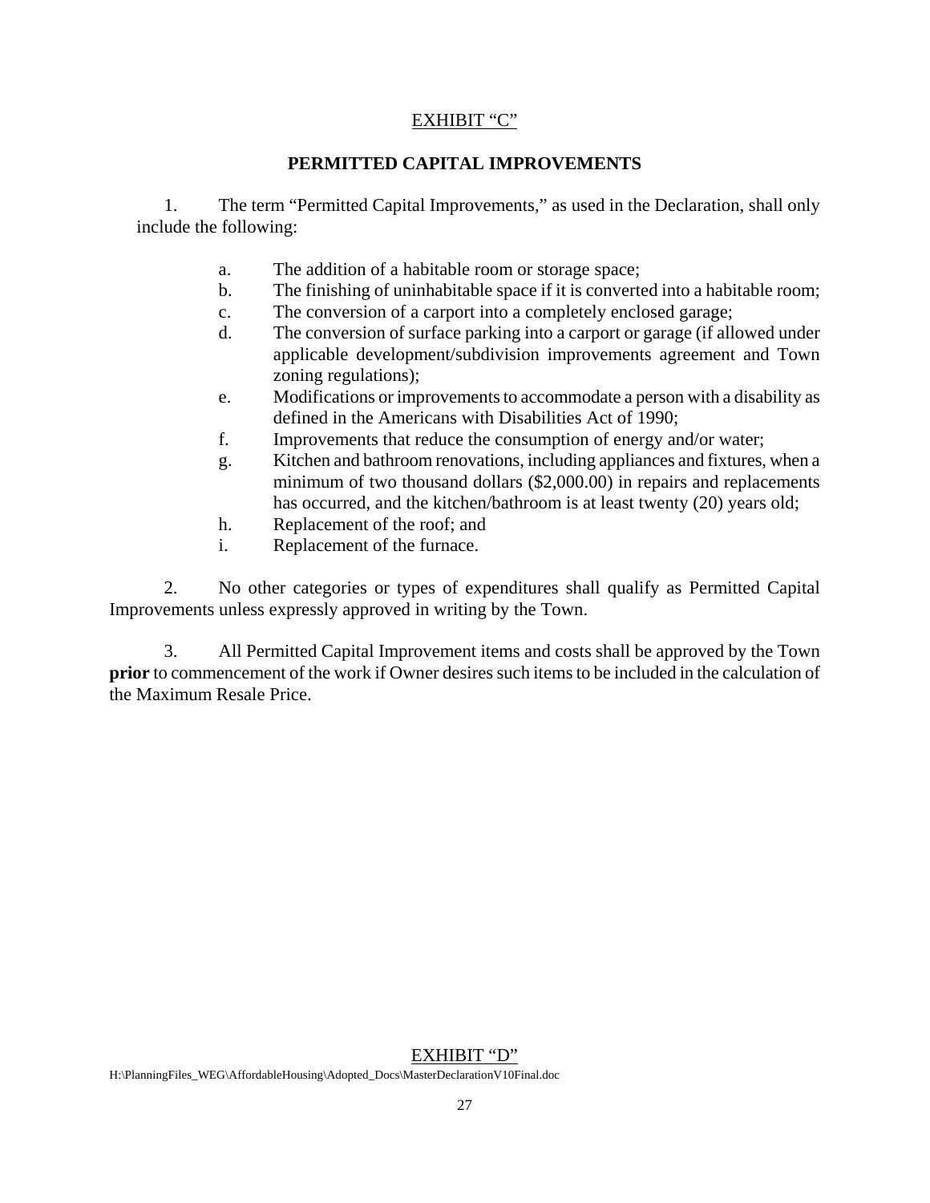<u>EXHIBIT “C”</u>

**PERMITTED CAPITAL IMPROVEMENTS**

1. The term “Permitted Capital Improvements,” as used in the Declaration, shall only include the following:

   a. The addition of a habitable room or storage space;
   b. The finishing of uninhabitable space if it is converted into a habitable room;
   c. The conversion of a carport into a completely enclosed garage;
   d. The conversion of surface parking into a carport or garage (if allowed under applicable development/subdivision improvements agreement and Town zoning regulations);
   e. Modifications or improvements to accommodate a person with a disability as defined in the Americans with Disabilities Act of 1990;
   f. Improvements that reduce the consumption of energy and/or water;
   g. Kitchen and bathroom renovations, including appliances and fixtures, when a minimum of two thousand dollars ($2,000.00) in repairs and replacements has occurred, and the kitchen/bathroom is at least twenty (20) years old;
   h. Replacement of the roof; and
   i. Replacement of the furnace.

2. No other categories or types of expenditures shall qualify as Permitted Capital Improvements unless expressly approved in writing by the Town.

3. All Permitted Capital Improvement items and costs shall be approved by the Town **prior** to commencement of the work if Owner desires such items to be included in the calculation of the Maximum Resale Price.

<u>EXHIBIT “D”</u>

H:\PlanningFiles_WEG\AffordableHousing\Adopted_Docs\MasterDeclarationV10Final.doc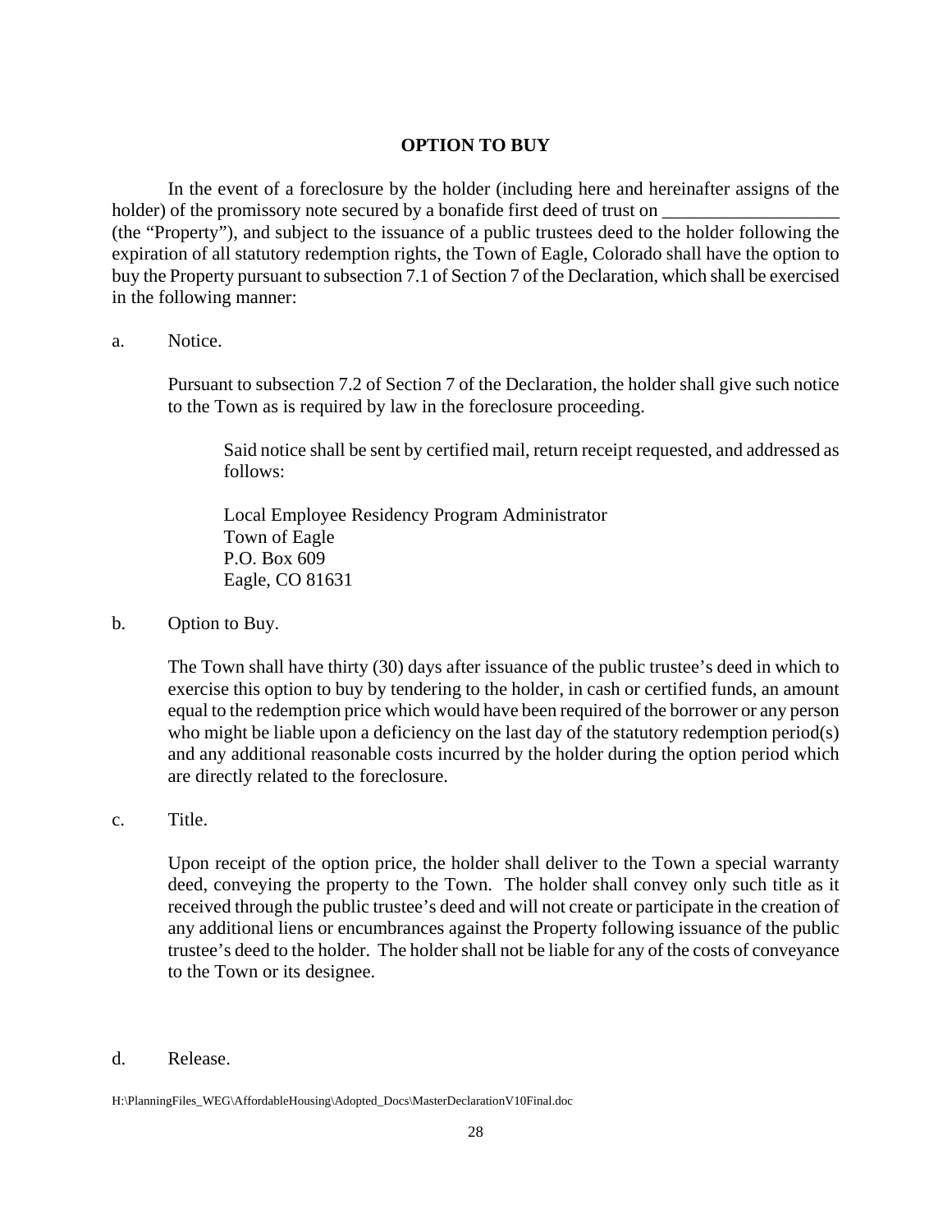**OPTION TO BUY**

In the event of a foreclosure by the holder (including here and hereinafter assigns of the holder) of the promissory note secured by a bonafide first deed of trust on ___________________ (the "Property"), and subject to the issuance of a public trustees deed to the holder following the expiration of all statutory redemption rights, the Town of Eagle, Colorado shall have the option to buy the Property pursuant to subsection 7.1 of Section 7 of the Declaration, which shall be exercised in the following manner:

a. Notice.

Pursuant to subsection 7.2 of Section 7 of the Declaration, the holder shall give such notice to the Town as is required by law in the foreclosure proceeding.

Said notice shall be sent by certified mail, return receipt requested, and addressed as follows:

Local Employee Residency Program Administrator
Town of Eagle
P.O. Box 609
Eagle, CO 81631

b. Option to Buy.

The Town shall have thirty (30) days after issuance of the public trustee's deed in which to exercise this option to buy by tendering to the holder, in cash or certified funds, an amount equal to the redemption price which would have been required of the borrower or any person who might be liable upon a deficiency on the last day of the statutory redemption period(s) and any additional reasonable costs incurred by the holder during the option period which are directly related to the foreclosure.

c. Title.

Upon receipt of the option price, the holder shall deliver to the Town a special warranty deed, conveying the property to the Town. The holder shall convey only such title as it received through the public trustee's deed and will not create or participate in the creation of any additional liens or encumbrances against the Property following issuance of the public trustee's deed to the holder. The holder shall not be liable for any of the costs of conveyance to the Town or its designee.

d. Release.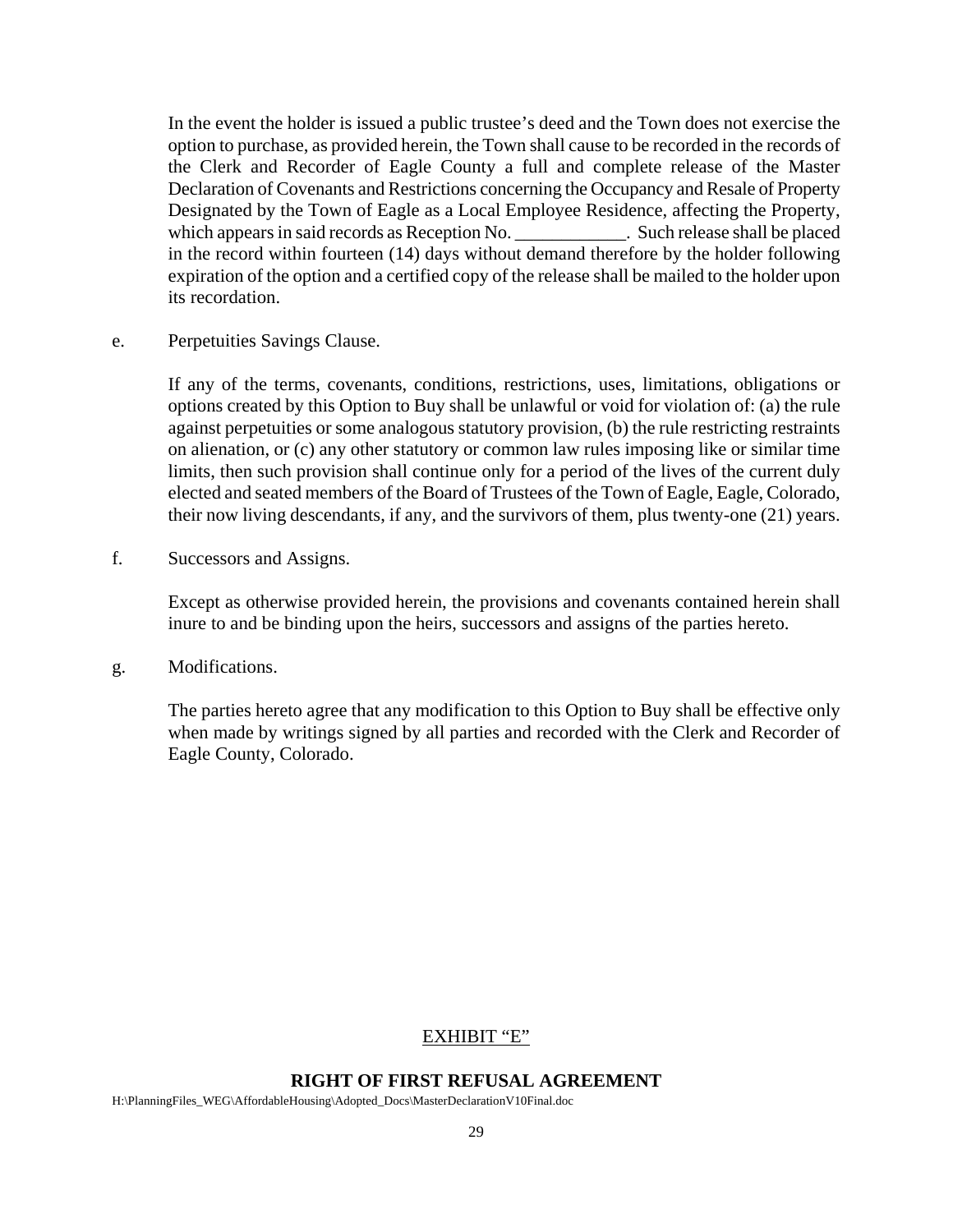In the event the holder is issued a public trustee's deed and the Town does not exercise the option to purchase, as provided herein, the Town shall cause to be recorded in the records of the Clerk and Recorder of Eagle County a full and complete release of the Master Declaration of Covenants and Restrictions concerning the Occupancy and Resale of Property Designated by the Town of Eagle as a Local Employee Residence, affecting the Property, which appears in said records as Reception No. ____________. Such release shall be placed in the record within fourteen (14) days without demand therefore by the holder following expiration of the option and a certified copy of the release shall be mailed to the holder upon its recordation.

e. Perpetuities Savings Clause.

If any of the terms, covenants, conditions, restrictions, uses, limitations, obligations or options created by this Option to Buy shall be unlawful or void for violation of: (a) the rule against perpetuities or some analogous statutory provision, (b) the rule restricting restraints on alienation, or (c) any other statutory or common law rules imposing like or similar time limits, then such provision shall continue only for a period of the lives of the current duly elected and seated members of the Board of Trustees of the Town of Eagle, Eagle, Colorado, their now living descendants, if any, and the survivors of them, plus twenty-one (21) years.

f. Successors and Assigns.

Except as otherwise provided herein, the provisions and covenants contained herein shall inure to and be binding upon the heirs, successors and assigns of the parties hereto.

g. Modifications.

The parties hereto agree that any modification to this Option to Buy shall be effective only when made by writings signed by all parties and recorded with the Clerk and Recorder of Eagle County, Colorado.

EXHIBIT "E"

## RIGHT OF FIRST REFUSAL AGREEMENT

H:\PlanningFiles_WEG\AffordableHousing\Adopted_Docs\MasterDeclarationV10Final.doc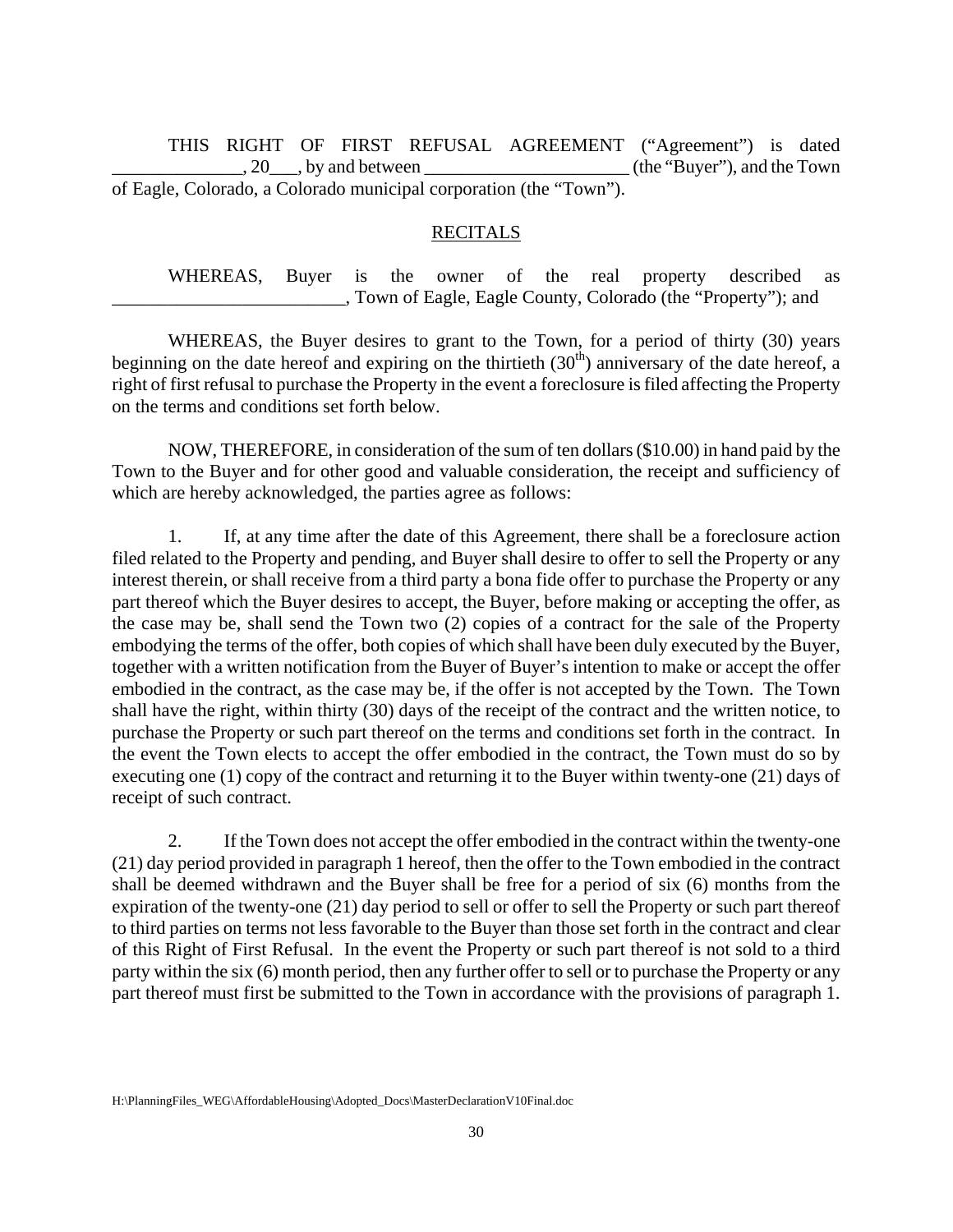THIS RIGHT OF FIRST REFUSAL AGREEMENT ("Agreement") is dated ______________, 20___, by and between ______________________ (the "Buyer"), and the Town of Eagle, Colorado, a Colorado municipal corporation (the "Town").

## RECITALS

WHEREAS, Buyer is the owner of the real property described as _________________________, Town of Eagle, Eagle County, Colorado (the "Property"); and

WHEREAS, the Buyer desires to grant to the Town, for a period of thirty (30) years beginning on the date hereof and expiring on the thirtieth (30th) anniversary of the date hereof, a right of first refusal to purchase the Property in the event a foreclosure is filed affecting the Property on the terms and conditions set forth below.

NOW, THEREFORE, in consideration of the sum of ten dollars ($10.00) in hand paid by the Town to the Buyer and for other good and valuable consideration, the receipt and sufficiency of which are hereby acknowledged, the parties agree as follows:

1. If, at any time after the date of this Agreement, there shall be a foreclosure action filed related to the Property and pending, and Buyer shall desire to offer to sell the Property or any interest therein, or shall receive from a third party a bona fide offer to purchase the Property or any part thereof which the Buyer desires to accept, the Buyer, before making or accepting the offer, as the case may be, shall send the Town two (2) copies of a contract for the sale of the Property embodying the terms of the offer, both copies of which shall have been duly executed by the Buyer, together with a written notification from the Buyer of Buyer's intention to make or accept the offer embodied in the contract, as the case may be, if the offer is not accepted by the Town. The Town shall have the right, within thirty (30) days of the receipt of the contract and the written notice, to purchase the Property or such part thereof on the terms and conditions set forth in the contract. In the event the Town elects to accept the offer embodied in the contract, the Town must do so by executing one (1) copy of the contract and returning it to the Buyer within twenty-one (21) days of receipt of such contract.

2. If the Town does not accept the offer embodied in the contract within the twenty-one (21) day period provided in paragraph 1 hereof, then the offer to the Town embodied in the contract shall be deemed withdrawn and the Buyer shall be free for a period of six (6) months from the expiration of the twenty-one (21) day period to sell or offer to sell the Property or such part thereof to third parties on terms not less favorable to the Buyer than those set forth in the contract and clear of this Right of First Refusal. In the event the Property or such part thereof is not sold to a third party within the six (6) month period, then any further offer to sell or to purchase the Property or any part thereof must first be submitted to the Town in accordance with the provisions of paragraph 1.

H:\PlanningFiles_WEG\AffordableHousing\Adopted_Docs\MasterDeclarationV10Final.doc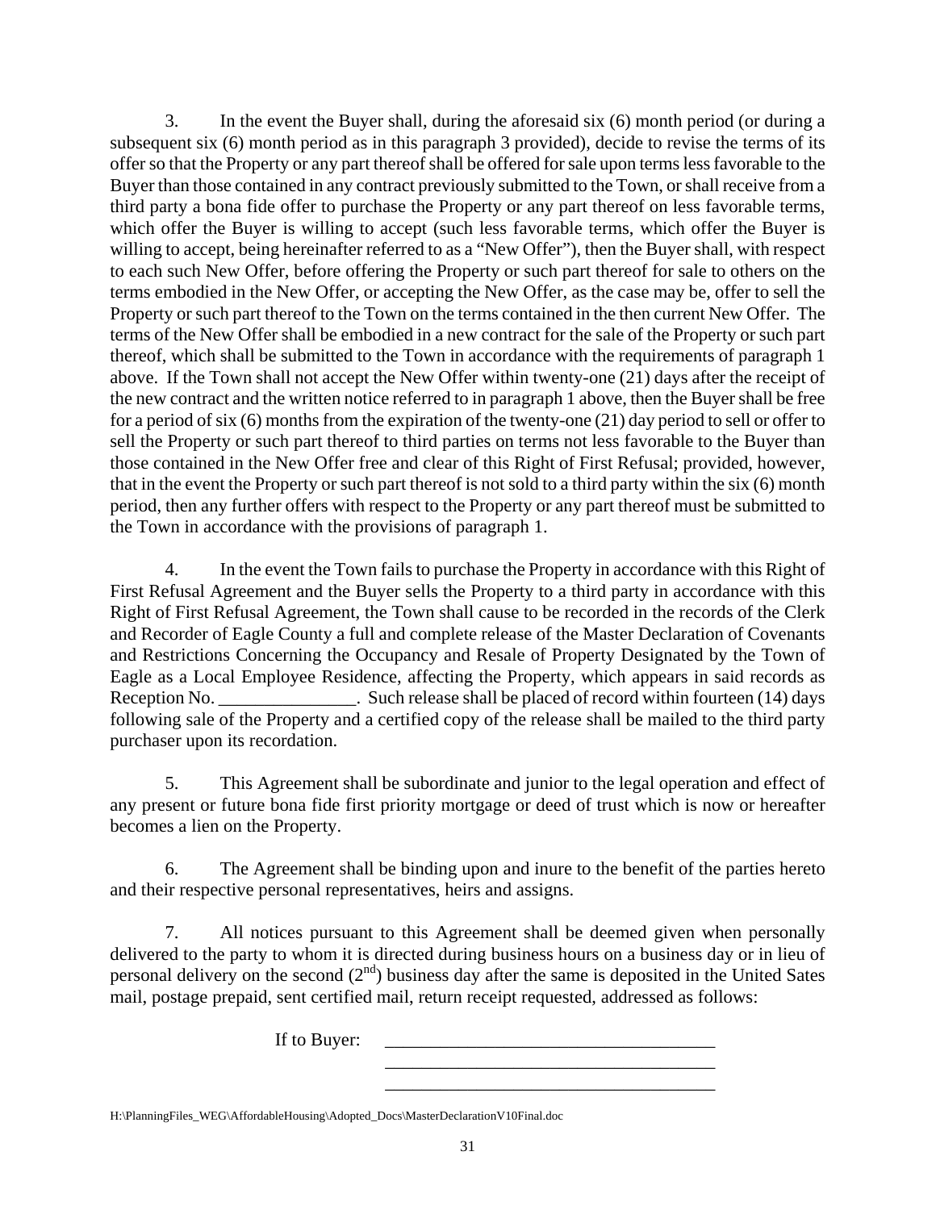3. In the event the Buyer shall, during the aforesaid six (6) month period (or during a subsequent six (6) month period as in this paragraph 3 provided), decide to revise the terms of its offer so that the Property or any part thereof shall be offered for sale upon terms less favorable to the Buyer than those contained in any contract previously submitted to the Town, or shall receive from a third party a bona fide offer to purchase the Property or any part thereof on less favorable terms, which offer the Buyer is willing to accept (such less favorable terms, which offer the Buyer is willing to accept, being hereinafter referred to as a "New Offer"), then the Buyer shall, with respect to each such New Offer, before offering the Property or such part thereof for sale to others on the terms embodied in the New Offer, or accepting the New Offer, as the case may be, offer to sell the Property or such part thereof to the Town on the terms contained in the then current New Offer. The terms of the New Offer shall be embodied in a new contract for the sale of the Property or such part thereof, which shall be submitted to the Town in accordance with the requirements of paragraph 1 above. If the Town shall not accept the New Offer within twenty-one (21) days after the receipt of the new contract and the written notice referred to in paragraph 1 above, then the Buyer shall be free for a period of six (6) months from the expiration of the twenty-one (21) day period to sell or offer to sell the Property or such part thereof to third parties on terms not less favorable to the Buyer than those contained in the New Offer free and clear of this Right of First Refusal; provided, however, that in the event the Property or such part thereof is not sold to a third party within the six (6) month period, then any further offers with respect to the Property or any part thereof must be submitted to the Town in accordance with the provisions of paragraph 1.

4. In the event the Town fails to purchase the Property in accordance with this Right of First Refusal Agreement and the Buyer sells the Property to a third party in accordance with this Right of First Refusal Agreement, the Town shall cause to be recorded in the records of the Clerk and Recorder of Eagle County a full and complete release of the Master Declaration of Covenants and Restrictions Concerning the Occupancy and Resale of Property Designated by the Town of Eagle as a Local Employee Residence, affecting the Property, which appears in said records as Reception No. _______________. Such release shall be placed of record within fourteen (14) days following sale of the Property and a certified copy of the release shall be mailed to the third party purchaser upon its recordation.

5. This Agreement shall be subordinate and junior to the legal operation and effect of any present or future bona fide first priority mortgage or deed of trust which is now or hereafter becomes a lien on the Property.

6. The Agreement shall be binding upon and inure to the benefit of the parties hereto and their respective personal representatives, heirs and assigns.

7. All notices pursuant to this Agreement shall be deemed given when personally delivered to the party to whom it is directed during business hours on a business day or in lieu of personal delivery on the second (2nd) business day after the same is deposited in the United Sates mail, postage prepaid, sent certified mail, return receipt requested, addressed as follows:

If to Buyer: ____________________________________
____________________________________
____________________________________

H:\PlanningFiles_WEG\AffordableHousing\Adopted_Docs\MasterDeclarationV10Final.doc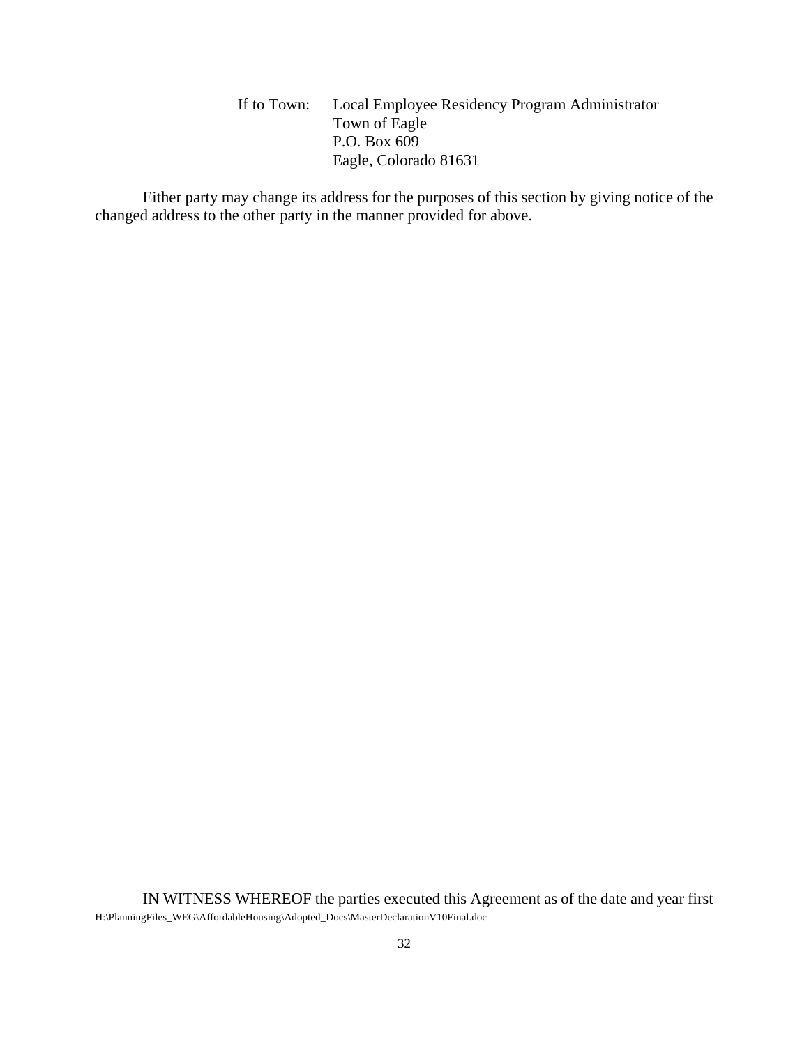If to Town: Local Employee Residency Program Administrator
Town of Eagle
P.O. Box 609
Eagle, Colorado 81631

Either party may change its address for the purposes of this section by giving notice of the changed address to the other party in the manner provided for above.

IN WITNESS WHEREOF the parties executed this Agreement as of the date and year first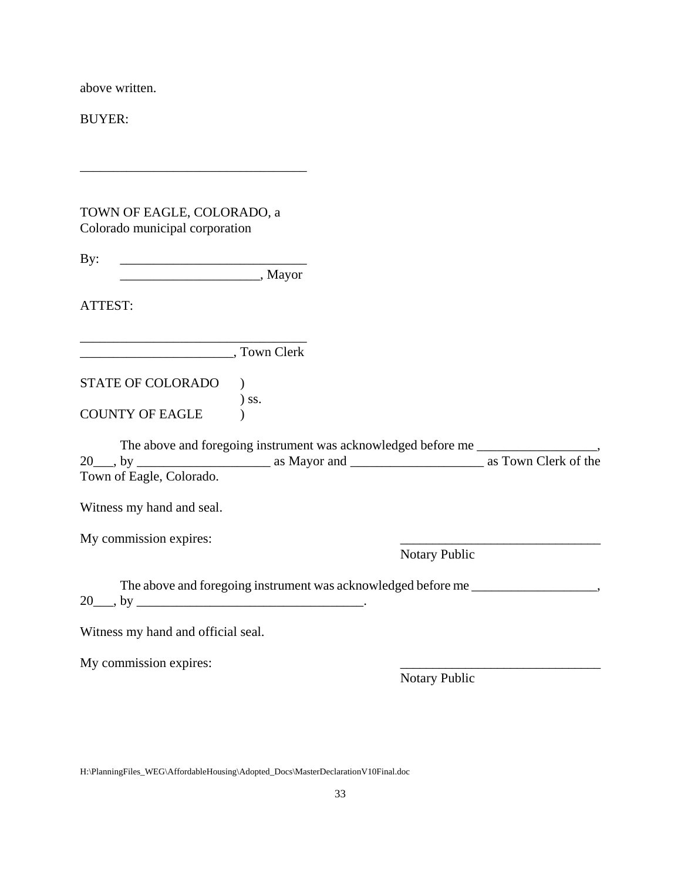above written.

BUYER:

\_\_\_\_\_\_\_\_\_\_\_\_\_\_\_\_\_\_\_\_\_\_\_\_\_\_\_\_\_\_\_\_\_\_

TOWN OF EAGLE, COLORADO, a
Colorado municipal corporation

By: \_\_\_\_\_\_\_\_\_\_\_\_\_\_\_\_\_\_\_\_\_\_\_\_\_\_\_
\_\_\_\_\_\_\_\_\_\_\_\_\_\_\_\_\_\_\_\_\_, Mayor

ATTEST:

\_\_\_\_\_\_\_\_\_\_\_\_\_\_\_\_\_\_\_\_\_\_\_\_\_\_\_\_\_\_\_\_\_\_
\_\_\_\_\_\_\_\_\_\_\_\_\_\_\_\_\_\_\_\_\_\_\_, Town Clerk

STATE OF COLORADO )
) ss.
COUNTY OF EAGLE )

The above and foregoing instrument was acknowledged before me \_\_\_\_\_\_\_\_\_\_\_\_\_\_\_\_\_\_, 20\_\_\_, by \_\_\_\_\_\_\_\_\_\_\_\_\_\_\_\_\_\_\_\_ as Mayor and \_\_\_\_\_\_\_\_\_\_\_\_\_\_\_\_\_\_\_\_ as Town Clerk of the Town of Eagle, Colorado.

Witness my hand and seal.

My commission expires:

\_\_\_\_\_\_\_\_\_\_\_\_\_\_\_\_\_\_\_\_\_\_\_\_\_\_\_\_\_\_
Notary Public

The above and foregoing instrument was acknowledged before me \_\_\_\_\_\_\_\_\_\_\_\_\_\_\_\_\_\_\_, 20\_\_\_, by \_\_\_\_\_\_\_\_\_\_\_\_\_\_\_\_\_\_\_\_\_\_\_\_\_\_\_\_\_\_\_\_\_\_\_.

Witness my hand and official seal.

My commission expires:

\_\_\_\_\_\_\_\_\_\_\_\_\_\_\_\_\_\_\_\_\_\_\_\_\_\_\_\_\_\_
Notary Public

H:\PlanningFiles_WEG\AffordableHousing\Adopted_Docs\MasterDeclarationV10Final.doc